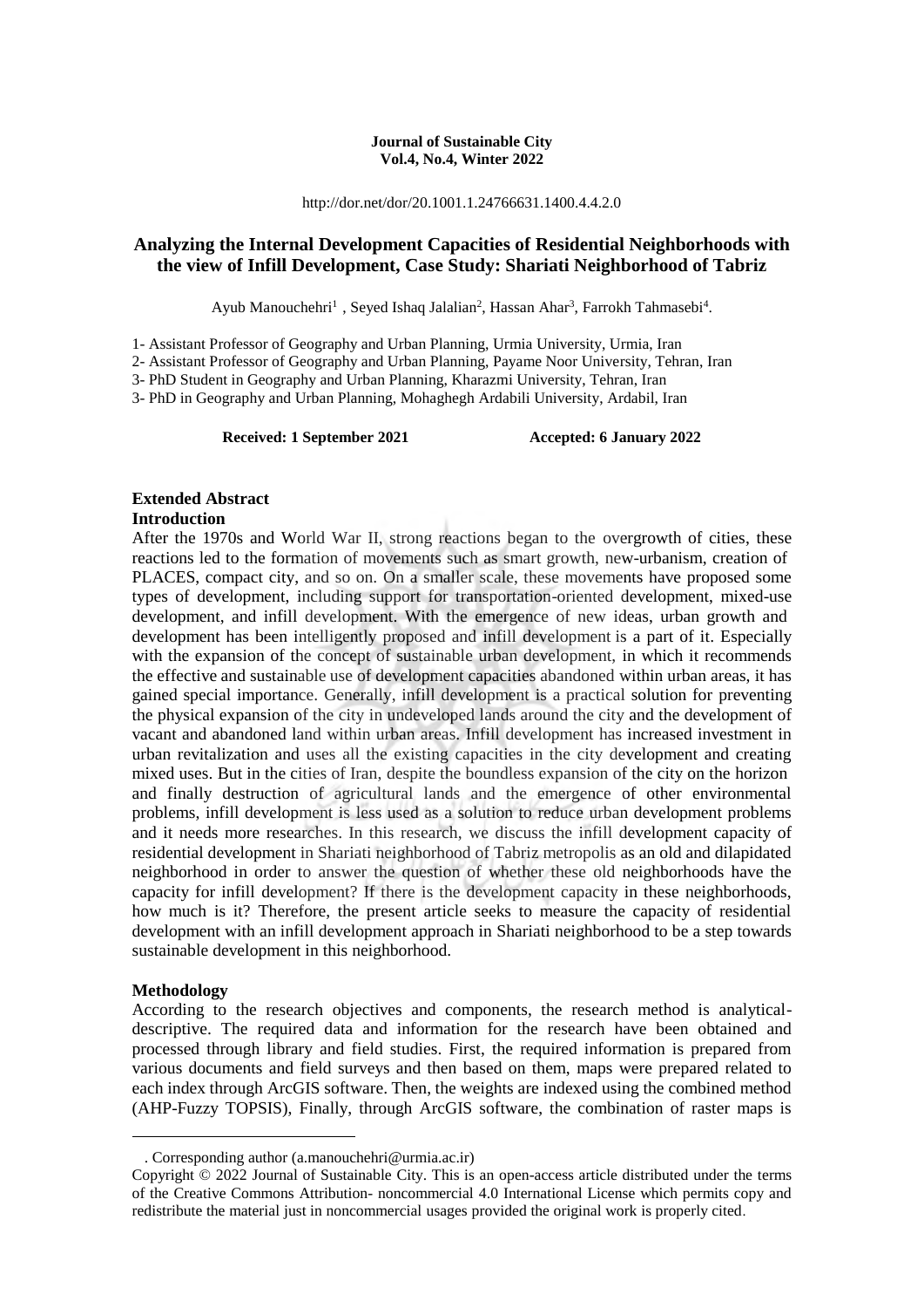**Journal of Sustainable City**
**Vol.4, No.4, Winter 2022**

http://dor.net/dor/20.1001.1.24766631.1400.4.4.2.0

# Analyzing the Internal Development Capacities of Residential Neighborhoods with the view of Infill Development, Case Study: Shariati Neighborhood of Tabriz

Ayub Manouchehri[1] , Seyed Ishaq Jalalian[2], Hassan Ahar[3], Farrokh Tahmasebi[4].

1- Assistant Professor of Geography and Urban Planning, Urmia University, Urmia, Iran

2- Assistant Professor of Geography and Urban Planning, Payame Noor University, Tehran, Iran

3- PhD Student in Geography and Urban Planning, Kharazmi University, Tehran, Iran

3- PhD in Geography and Urban Planning, Mohaghegh Ardabili University, Ardabil, Iran

**Received: 1 September 2021** **Accepted: 6 January 2022**

## Extended Abstract

### Introduction

After the 1970s and World War II, strong reactions began to the overgrowth of cities, these reactions led to the formation of movements such as smart growth, new-urbanism, creation of PLACES, compact city, and so on. On a smaller scale, these movements have proposed some types of development, including support for transportation-oriented development, mixed-use development, and infill development. With the emergence of new ideas, urban growth and development has been intelligently proposed and infill development is a part of it. Especially with the expansion of the concept of sustainable urban development, in which it recommends the effective and sustainable use of development capacities abandoned within urban areas, it has gained special importance. Generally, infill development is a practical solution for preventing the physical expansion of the city in undeveloped lands around the city and the development of vacant and abandoned land within urban areas. Infill development has increased investment in urban revitalization and uses all the existing capacities in the city development and creating mixed uses. But in the cities of Iran, despite the boundless expansion of the city on the horizon and finally destruction of agricultural lands and the emergence of other environmental problems, infill development is less used as a solution to reduce urban development problems and it needs more researches. In this research, we discuss the infill development capacity of residential development in Shariati neighborhood of Tabriz metropolis as an old and dilapidated neighborhood in order to answer the question of whether these old neighborhoods have the capacity for infill development? If there is the development capacity in these neighborhoods, how much is it? Therefore, the present article seeks to measure the capacity of residential development with an infill development approach in Shariati neighborhood to be a step towards sustainable development in this neighborhood.

### Methodology

According to the research objectives and components, the research method is analytical-descriptive. The required data and information for the research have been obtained and processed through library and field studies. First, the required information is prepared from various documents and field surveys and then based on them, maps were prepared related to each index through ArcGIS software. Then, the weights are indexed using the combined method (AHP-Fuzzy TOPSIS), Finally, through ArcGIS software, the combination of raster maps is

. Corresponding author (a.manouchehri@urmia.ac.ir)

Copyright © 2022 Journal of Sustainable City. This is an open-access article distributed under the terms of the Creative Commons Attribution- noncommercial 4.0 International License which permits copy and redistribute the material just in noncommercial usages provided the original work is properly cited.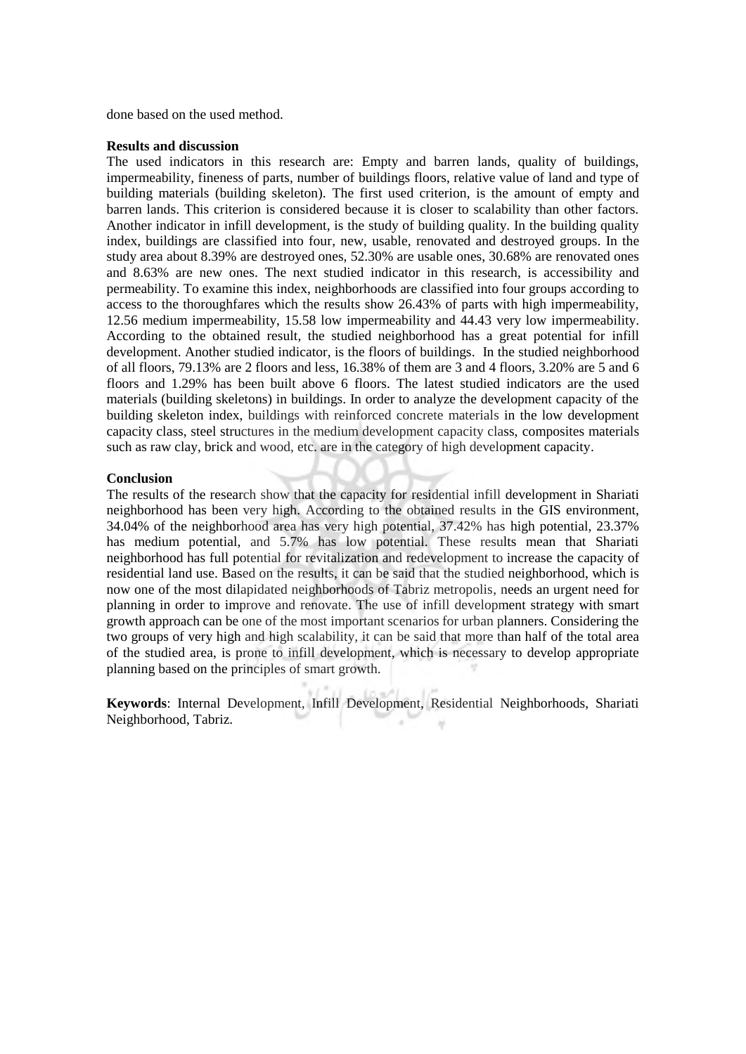done based on the used method.

**Results and discussion**

The used indicators in this research are: Empty and barren lands, quality of buildings, impermeability, fineness of parts, number of buildings floors, relative value of land and type of building materials (building skeleton). The first used criterion, is the amount of empty and barren lands. This criterion is considered because it is closer to scalability than other factors. Another indicator in infill development, is the study of building quality. In the building quality index, buildings are classified into four, new, usable, renovated and destroyed groups. In the study area about 8.39% are destroyed ones, 52.30% are usable ones, 30.68% are renovated ones and 8.63% are new ones. The next studied indicator in this research, is accessibility and permeability. To examine this index, neighborhoods are classified into four groups according to access to the thoroughfares which the results show 26.43% of parts with high impermeability, 12.56 medium impermeability, 15.58 low impermeability and 44.43 very low impermeability. According to the obtained result, the studied neighborhood has a great potential for infill development. Another studied indicator, is the floors of buildings. In the studied neighborhood of all floors, 79.13% are 2 floors and less, 16.38% of them are 3 and 4 floors, 3.20% are 5 and 6 floors and 1.29% has been built above 6 floors. The latest studied indicators are the used materials (building skeletons) in buildings. In order to analyze the development capacity of the building skeleton index, buildings with reinforced concrete materials in the low development capacity class, steel structures in the medium development capacity class, composites materials such as raw clay, brick and wood, etc. are in the category of high development capacity.

**Conclusion**

The results of the research show that the capacity for residential infill development in Shariati neighborhood has been very high. According to the obtained results in the GIS environment, 34.04% of the neighborhood area has very high potential, 37.42% has high potential, 23.37% has medium potential, and 5.7% has low potential. These results mean that Shariati neighborhood has full potential for revitalization and redevelopment to increase the capacity of residential land use. Based on the results, it can be said that the studied neighborhood, which is now one of the most dilapidated neighborhoods of Tabriz metropolis, needs an urgent need for planning in order to improve and renovate. The use of infill development strategy with smart growth approach can be one of the most important scenarios for urban planners. Considering the two groups of very high and high scalability, it can be said that more than half of the total area of the studied area, is prone to infill development, which is necessary to develop appropriate planning based on the principles of smart growth.

**Keywords**: Internal Development, Infill Development, Residential Neighborhoods, Shariati Neighborhood, Tabriz.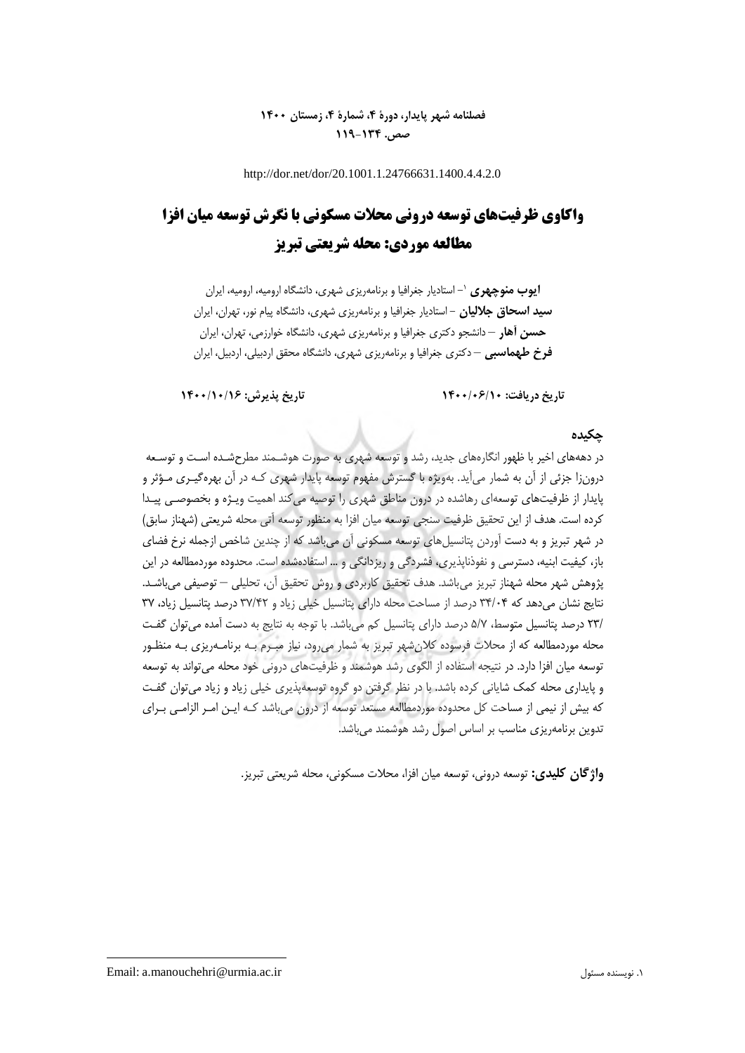**فصلنامه شهر پایدار، دورهٔ ۴، شمارهٔ ۴، زمستان ۱۴۰۰**
**صص. ۱۳۴-۱۱۹**

http://dor.net/dor/20.1001.1.24766631.1400.4.4.2.0

# واکاوی ظرفیت‌های توسعه درونی محلات مسکونی با نگرش توسعه میان افزا مطالعه موردی: محله شریعتی تبریز

**ایوب منوچهری** [۱]– استادیار جغرافیا و برنامه‌ریزی شهری، دانشگاه ارومیه، ارومیه، ایران
**سید اسحاق جلالیان** – استادیار جغرافیا و برنامه‌ریزی شهری، دانشگاه پیام نور، تهران، ایران
**حسن آهار** – دانشجو دکتری جغرافیا و برنامه‌ریزی شهری، دانشگاه خوارزمی، تهران، ایران
**فرخ طهماسبی** – دکتری جغرافیا و برنامه‌ریزی شهری، دانشگاه محقق اردبیلی، اردبیل، ایران

**تاریخ دریافت: ۱۴۰۰/۰۶/۱۰** **تاریخ پذیرش: ۱۴۰۰/۱۰/۱۶**

## چکیده

در دهه‌های اخیر با ظهور انگاره‌های جدید، رشد و توسعه شهری به صورت هوشمند مطرح‌شده است و توسعه درون‌زا جزئی از آن به شمار می‌آید. به‌ویژه با گسترش مفهوم توسعه پایدار شهری که در آن بهره‌گیری مؤثر و پایدار از ظرفیت‌های توسعه‌ای رهاشده در درون مناطق شهری را توصیه می‌کند اهمیت ویژه و بخصوصی پیدا کرده است. هدف از این تحقیق ظرفیت سنجی توسعه میان افزا به منظور توسعه آتی محله شریعتی (شهناز سابق) در شهر تبریز و به دست آوردن پتانسیل‌های توسعه مسکونی آن می‌باشد که از چندین شاخص ازجمله نرخ فضای باز، کیفیت ابنیه، دسترسی و نفوذناپذیری، فشردگی و ریزدانگی و ... استفاده‌شده است. محدوده موردمطالعه در این پژوهش شهر محله شهناز تبریز می‌باشد. هدف تحقیق کاربردی و روش تحقیق آن، تحلیلی – توصیفی می‌باشد. نتایج نشان می‌دهد که ۳۴/۰۴ درصد از مساحت محله دارای پتانسیل خیلی زیاد و ۳۷/۴۲ درصد پتانسیل زیاد، ۳۷/۲۳ درصد پتانسیل متوسط، ۵/۷ درصد دارای پتانسیل کم می‌باشد. با توجه به نتایج به دست آمده می‌توان گفت محله موردمطالعه که از محلات فرسوده کلان‌شهر تبریز به شمار می‌رود، نیاز مبرم به برنامه‌ریزی به منظور توسعه میان افزا دارد. در نتیجه استفاده از الگوی رشد هوشمند و ظرفیت‌های درونی خود محله می‌تواند به توسعه و پایداری محله کمک شایانی کرده باشد. با در نظر گرفتن دو گروه توسعه‌پذیری خیلی زیاد و زیاد می‌توان گفت که بیش از نیمی از مساحت کل محدوده موردمطالعه مستعد توسعه از درون می‌باشد که این امر الزامی برای تدوین برنامه‌ریزی مناسب بر اساس اصول رشد هوشمند می‌باشد.

**واژگان کلیدی:** توسعه درونی، توسعه میان افزا، محلات مسکونی، محله شریعتی تبریز.

---

۱. نویسنده مسئول Email: a.manouchehri@urmia.ac.ir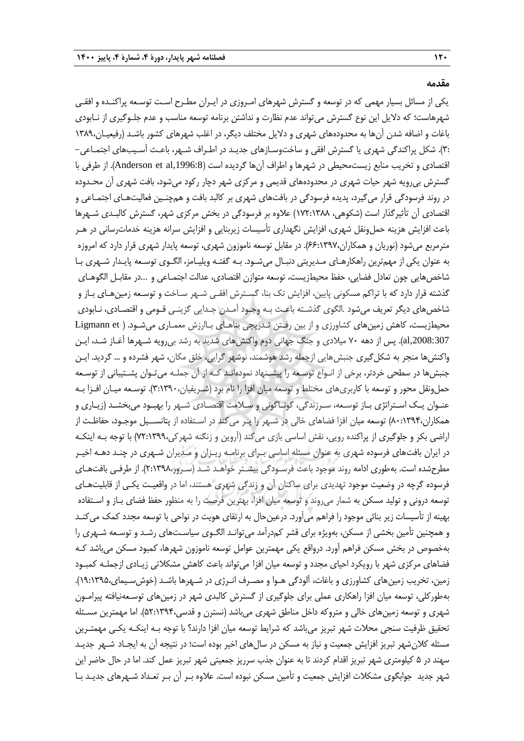## مقدمه

یکی از مسائل بسیار مهمی که در توسعه و گسترش شهرهای امروزی در ایران مطرح است توسعه پراکنده و افقی شهرهاست؛ که دلایل این نوع گسترش می‌تواند عدم نظارت و نداشتن برنامه توسعه مناسب و عدم جلوگیری از نابودی باغات و اضافه شدن آن‌ها به محدوده‌های شهری و دلایل مختلف دیگر، در اغلب شهرهای کشور باشد (رفیعیان،۱۳۸۹ :۳). شکل پراکندگی شهری یا گسترش افقی و ساخت‌وسازهای جدید در اطراف شهر، باعث آسیب‌های اجتماعی-اقتصادی و تخریب منابع زیست‌محیطی در شهرها و اطراف آن‌ها گردیده است (Anderson et al,1996:8). از طرفی با گسترش بی‌رویه شهر حیات شهری در محدوده‌های قدیمی و مرکزی شهر دچار رکود می‌شود، بافت شهری آن محدوده در روند فرسودگی قرار می‌گیرد، پدیده فرسودگی در بافت‌های شهری بر کالبد بافت و همچنین فعالیت‌های اجتماعی و اقتصادی آن تأثیرگذار است (شکوهی، ۱۷۲:۱۳۸۸) علاوه بر فرسودگی در بخش مرکزی شهر، گسترش کالبدی شهرها باعث افزایش هزینه حمل‌ونقل شهری، افزایش نگهداری تأسیسات زیربنایی و افزایش سرانه هزینه خدمات‌رسانی در هر مترمربع می‌شود (نوریان و همکاران،۶۶:۱۳۹۷). در مقابل توسعه ناموزون شهری، توسعه پایدار شهری قرار دارد که امروزه به عنوان یکی از مهم‌ترین راهکارهای مدیریتی دنبال می‌شود. به گفته ویلیامز، الگوی توسعه پایدار شهری با شاخص‌هایی چون تعادل فضایی، حفظ محیطزیست، توسعه متوازن اقتصادی، عدالت اجتماعی و ...در مقابل الگوهای گذشته قرار دارد که با تراکم مسکونی پایین، افزایش تک بنا، گسترش افقی شهر ساخت و توسعه زمین‌های باز و شاخص‌های دیگر تعریف می‌شود .الگوی گذشته باعث به وجود آمدن جدایی گزینی قومی و اقتصادی، نابودی محیطزیست، کاهش زمین‌های کشاورزی و از بین رفتن تدریجی بناهای باارزش معماری می‌شود. ( Ligmann et al,2008:307). پس از دهه ۷۰ میلادی و جنگ جهانی دوم واکنش‌های شدید به رشد بی‌رویه شهرها آغاز شد، این واکنش‌ها منجر به شکل‌گیری جنبش‌هایی ازجمله رشد هوشمند، نوشهر گرایی، خلق مکان، شهر فشرده و ... گردید. این جنبش‌ها در سطحی خردتر، برخی از انواع توسعه را پیشنهاد نموده‌اند که از آن جمله می‌توان پشتیبانی از توسعه حمل‌ونقل محور و توسعه با کاربری‌های مختلط و توسعه میان افزا را نام برد (شریفیان،۳:۱۳۹۰). توسعه میان افزا به عنوان یک استراتژی باز توسعه، سرزندگی، گوناگونی و سلامت اقتصادی شهر را بهبود می‌بخشد (زیاری و همکاران،۸۰:۱۳۹۴) توسعه میان افزا فضاهای خالی در شهر را پر می‌کند در استفاده از پتانسیل موجود، حفاظت از اراضی بکر و جلوگیری از پراکنده رویی، نقش اساسی بازی می‌کند (آروین و زنگنه شهرکی،۷۲:۱۳۹۹) با توجه به اینکه در ایران بافت‌های فرسوده شهری به عنوان مسئله اساسی برای برنامه ریزان و مدیران شهری در چند دهه اخیر مطرح‌شده است. به‌طوری ادامه روند موجود باعث فرسودگی بیشتر خواهد شد (سرور،۲:۱۳۹۸). از طرفی بافت‌های فرسوده گرچه در وضعیت موجود تهدیدی برای ساکنان آن و زندگی شهری هستند، اما در واقعیت یکی از قابلیت‌های توسعه درونی و تولید مسکن به شمار می‌روند و توسعه میان افزا، بهترین فرصت را به منظور حفظ فضای باز و استفاده بهینه از تأسیسات زیر بنائی موجود را فراهم می‌آورد. درعین‌حال به ارتقای هویت در نواحی با توسعه مجدد کمک می‌کند و همچنین تأمین بخشی از مسکن، به‌ویژه برای قشر کم‌درآمد می‌تواند الگوی سیاست‌های رشد و توسعه شهری را به‌خصوص در بخش مسکن فراهم آورد. درواقع یکی مهمترین عوامل توسعه ناموزون شهرها، کمبود مسکن می‌باشد که فضاهای مرکزی شهر با رویکرد احیای مجدد و توسعه میان افزا می‌تواند باعث کاهش مشکلاتی زیادی ازجمله کمبود زمین، تخریب زمین‌های کشاورزی و باغات، آلودگی هوا و مصرف انرژی در شهرها باشد (خوش‌سیمای،۱۹:۱۳۹۵). به‌طورکلی، توسعه میان افزا راهکاری عملی برای جلوگیری از گسترش کالبدی شهر در زمین‌های توسعه‌نیافته پیرامون شهری و توسعه زمین‌های خالی و متروکه داخل مناطق شهری می‌باشد (نسترن و قدسی،۵۲:۱۳۹۴). اما مهمترین مسئله تحقیق ظرفیت سنجی محلات شهر تبریز می‌باشد که شرایط توسعه میان افزا دارند؟ با توجه به اینکه یکی مهمترین مسئله کلان‌شهر تبریز افزایش جمعیت و نیاز به مسکن در سال‌های اخیر بوده است؛ در نتیجه آن به ایجاد شهر جدید سهند در ۵ کیلومتری شهر تبریز اقدام کردند تا به عنوان جذب سرریز جمعیتی شهر تبریز عمل کند. اما در حال حاضر این شهر جدید جوابگوی مشکلات افزایش جمعیت و تأمین مسکن نبوده است. علاوه بر آن بر تعداد شهرهای جدید با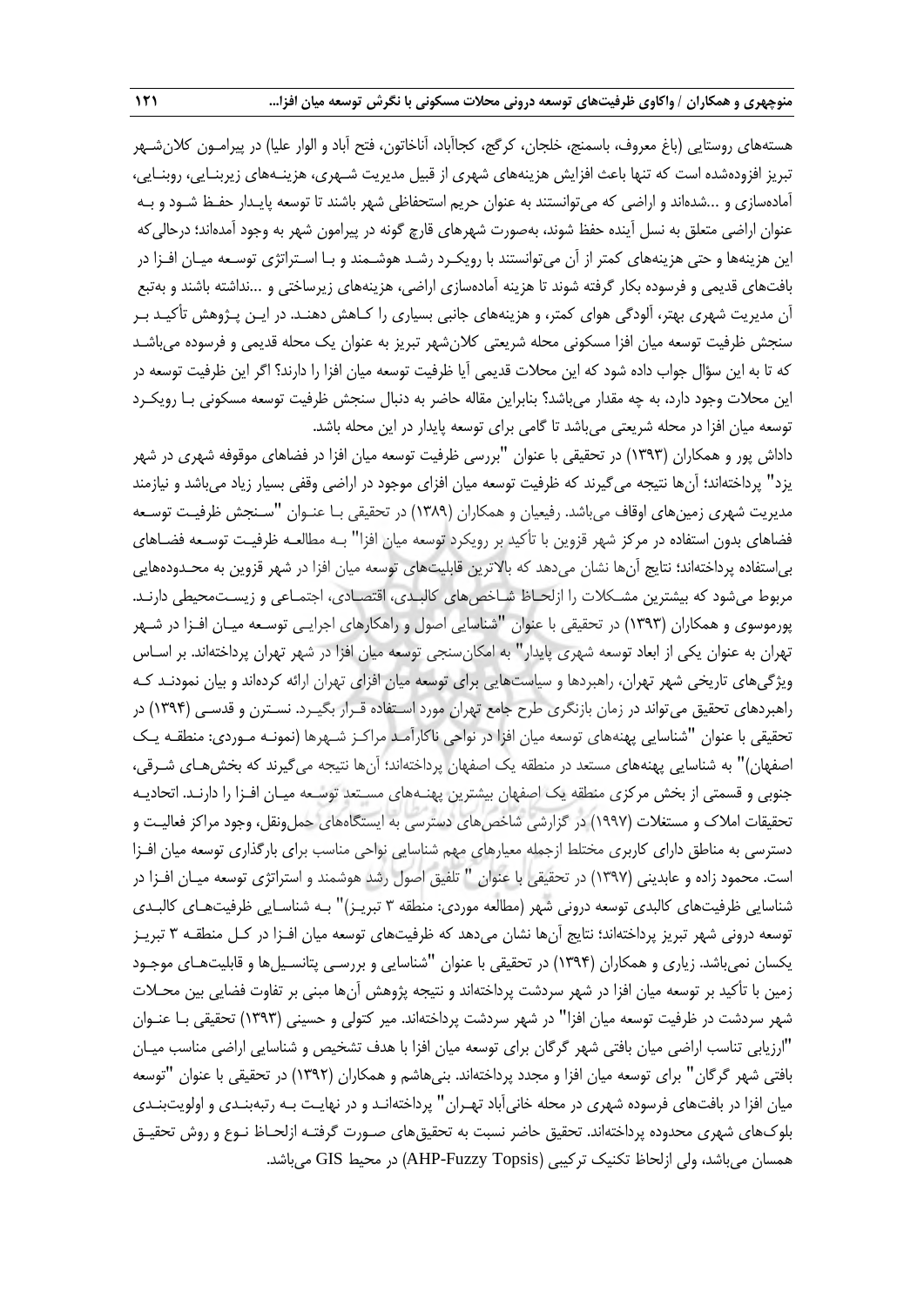هسته‌های روستایی (باغ معروف، باسمنج، خلجان، کرگج، کجاآباد، آناخاتون، فتح آباد و الوار علیا) در پیرامون کلان‌شهر تبریز افزوده‌شده است که تنها باعث افزایش هزینه‌های شهری از قبیل مدیریت شهری، هزینه‌های زیربنایی، روبنایی، آماده‌سازی و ...شده‌اند و اراضی که می‌توانستند به عنوان حریم استحفاظی شهر باشند تا توسعه پایدار حفظ شود و به عنوان اراضی متعلق به نسل آینده حفظ شوند، به‌صورت شهرهای قارچ گونه در پیرامون شهر به وجود آمده‌اند؛ درحالی‌که این هزینه‌ها و حتی هزینه‌های کمتر از آن می‌توانستند با رویکرد رشد هوشمند و با استراتژی توسعه میان افزا در بافت‌های قدیمی و فرسوده بکار گرفته شوند تا هزینه آماده‌سازی اراضی، هزینه‌های زیرساختی و ...نداشته باشند و به‌تبع آن مدیریت شهری بهتر، آلودگی هوای کمتر، و هزینه‌های جانبی بسیاری را کاهش دهند. در این پژوهش تأکید بر سنجش ظرفیت توسعه میان افزا مسکونی محله شریعتی کلان‌شهر تبریز به عنوان یک محله قدیمی و فرسوده می‌باشد که تا به این سؤال جواب داده شود که این محلات قدیمی آیا ظرفیت توسعه میان افزا را دارند؟ اگر این ظرفیت توسعه در این محلات وجود دارد، به چه مقدار می‌باشد؟ بنابراین مقاله حاضر به دنبال سنجش ظرفیت توسعه مسکونی با رویکرد توسعه میان افزا در محله شریعتی می‌باشد تا گامی برای توسعه پایدار در این محله باشد.

داداش پور و همکاران (۱۳۹۳) در تحقیقی با عنوان "بررسی ظرفیت توسعه میان افزا در فضاهای موقوفه شهری در شهر یزد" پرداخته‌اند؛ آن‌ها نتیجه می‌گیرند که ظرفیت توسعه میان افزای موجود در اراضی وقفی بسیار زیاد می‌باشد و نیازمند مدیریت شهری زمین‌های اوقاف می‌باشد. رفیعیان و همکاران (۱۳۸۹) در تحقیقی با عنوان "سنجش ظرفیت توسعه فضاهای بدون استفاده در مرکز شهر قزوین با تأکید بر رویکرد توسعه میان افزا" به مطالعه ظرفیت توسعه فضاهای بی‌استفاده پرداخته‌اند؛ نتایج آن‌ها نشان می‌دهد که بالاترین قابلیت‌های توسعه میان افزا در شهر قزوین به محدوده‌هایی مربوط می‌شود که بیشترین مشکلات را ازلحاظ شاخص‌های کالبدی، اقتصادی، اجتماعی و زیست‌محیطی دارند. پورموسوی و همکاران (۱۳۹۳) در تحقیقی با عنوان "شناسایی اصول و راهکارهای اجرایی توسعه میان افزا در شهر تهران به عنوان یکی از ابعاد توسعه شهری پایدار" به امکان‌سنجی توسعه میان افزا در شهر تهران پرداخته‌اند. بر اساس ویژگی‌های تاریخی شهر تهران، راهبردها و سیاست‌هایی برای توسعه میان افزای تهران ارائه کرده‌اند و بیان نمودند که راهبردهای تحقیق می‌تواند در زمان بازنگری طرح جامع تهران مورد استفاده قرار بگیرد. نسترن و قدسی (۱۳۹۴) در تحقیقی با عنوان "شناسایی پهنه‌های توسعه میان افزا در نواحی ناکارآمد مراکز شهرها (نمونه موردی: منطقه یک اصفهان)" به شناسایی پهنه‌های مستعد در منطقه یک اصفهان پرداخته‌اند؛ آن‌ها نتیجه می‌گیرند که بخش‌های شرقی، جنوبی و قسمتی از بخش مرکزی منطقه یک اصفهان بیشترین پهنه‌های مستعد توسعه میان افزا را دارند. اتحادیه تحقیقات املاک و مستغلات (۱۹۹۷) در گزارشی شاخص‌های دسترسی به ایستگاه‌های حمل‌ونقل، وجود مراکز فعالیت و دسترسی به مناطق دارای کاربری مختلط ازجمله معیارهای مهم شناسایی نواحی مناسب برای بارگذاری توسعه میان افزا است. محمود زاده و عابدینی (۱۳۹۷) در تحقیقی با عنوان " تلفیق اصول رشد هوشمند و استراتژی توسعه میان افزا در شناسایی ظرفیت‌های کالبدی توسعه درونی شهر (مطالعه موردی: منطقه ۳ تبریز)" به شناسایی ظرفیت‌های کالبدی توسعه درونی شهر تبریز پرداخته‌اند؛ نتایج آن‌ها نشان می‌دهد که ظرفیت‌های توسعه میان افزا در کل منطقه ۳ تبریز یکسان نمی‌باشد. زیاری و همکاران (۱۳۹۴) در تحقیقی با عنوان "شناسایی و بررسی پتانسیل‌ها و قابلیت‌های موجود زمین با تأکید بر توسعه میان افزا در شهر سردشت پرداخته‌اند و نتیجه پژوهش آن‌ها مبنی بر تفاوت فضایی بین محلات شهر سردشت در ظرفیت توسعه میان افزا" در شهر سردشت پرداخته‌اند. میر کتولی و حسینی (۱۳۹۳) تحقیقی با عنوان "ارزیابی تناسب اراضی میان بافتی شهر گرگان برای توسعه میان افزا با هدف تشخیص و شناسایی اراضی مناسب میان بافتی شهر گرگان" برای توسعه میان افزا و مجدد پرداخته‌اند. بنی‌هاشم و همکاران (۱۳۹۲) در تحقیقی با عنوان "توسعه میان افزا در بافت‌های فرسوده شهری در محله خانی‌آباد تهران" پرداخته‌اند و در نهایت به رتبه‌بندی و اولویت‌بندی بلوک‌های شهری محدوده پرداخته‌اند. تحقیق حاضر نسبت به تحقیق‌های صورت گرفته ازلحاظ نوع و روش تحقیق همسان می‌باشد، ولی ازلحاظ تکنیک ترکیبی (AHP-Fuzzy Topsis) در محیط GIS می‌باشد.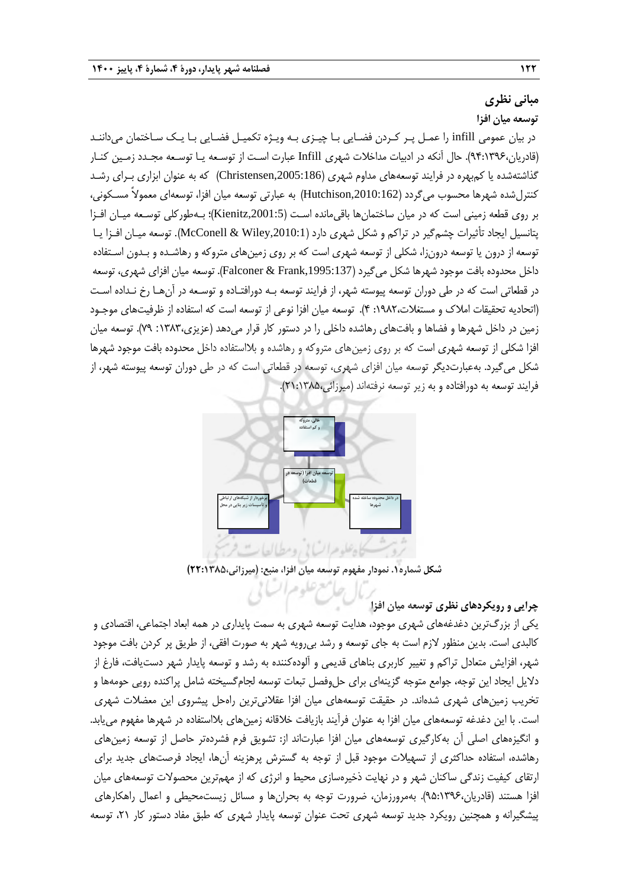## مبانی نظری

### توسعه میان افزا

در بیان عمومی infill را عمل پر کردن فضایی با چیزی به ویژه تکمیل فضایی با یک ساختمان می‌دانند (قادریان،۹۴:۱۳۹۶). حال آنکه در ادبیات مداخلات شهری Infill عبارت است از توسعه یا توسعه مجدد زمین کنار گذاشته‌شده یا کم‌بهره در فرایند توسعه‌های مداوم شهری (Christensen,2005:186) که به عنوان ابزاری برای رشد کنترل‌شده شهرها محسوب می‌گردد (Hutchison,2010:162) به عبارتی توسعه میان افزا، توسعه‌ای معمولاً مسکونی، بر روی قطعه زمینی است که در میان ساختمان‌ها باقی‌مانده است (Kienitz,2001:5)؛ به‌طورکلی توسعه میان افزا پتانسیل ایجاد تأثیرات چشم‌گیر در تراکم و شکل شهری دارد (McConell & Wiley,2010:1). توسعه میان افزا یا توسعه از درون یا توسعه درون‌زا، شکلی از توسعه شهری است که بر روی زمین‌های متروکه و رهاشده و بدون استفاده داخل محدوده بافت موجود شهرها شکل می‌گیرد (Falconer & Frank,1995:137). توسعه میان افزای شهری، توسعه در قطعاتی است که در طی دوران توسعه پیوسته شهر، از فرایند توسعه به دورافتاده و توسعه در آن‌ها رخ نداده است (اتحادیه تحقیقات املاک و مستغلات،۱۹۸۲: ۴). توسعه میان افزا نوعی از توسعه است که استفاده از ظرفیت‌های موجود زمین در داخل شهرها و فضاها و بافت‌های رهاشده داخلی را در دستور کار قرار می‌دهد (عزیزی،۱۳۸۳: ۷۹). توسعه میان افزا شکلی از توسعه شهری است که بر روی زمین‌های متروکه و رهاشده و بلااستفاده داخل محدوده بافت موجود شهرها شکل می‌گیرد. به‌عبارت‌دیگر توسعه میان افزای شهری، توسعه در قطعاتی است که در طی دوران توسعه پیوسته شهر، از فرایند توسعه به دورافتاده و به زیر توسعه نرفته‌اند (میرزائی،۲۱:۱۳۸۵).

خالی، متروکه و کم استفاده

توسعه میان افزا (توسعه در قطعات)

برخوردار از شبکه‌های ارتباطی و تاسیسات زیر بنایی در محل

در داخل محدوده ساخته شده شهرها

**شکل شماره۱. نمودار مفهوم توسعه میان افزا، منبع: (میرزائی،۲۲:۱۳۸۵)**

### چرایی و رویکردهای نظری توسعه میان افزا

یکی از بزرگ‌ترین دغدغه‌های شهری موجود، هدایت توسعه شهری به سمت پایداری در همه ابعاد اجتماعی، اقتصادی و کالبدی است. بدین منظور لازم است به جای توسعه و رشد بی‌رویه شهر به صورت افقی، از طریق پر کردن بافت موجود شهر، افزایش متعادل تراکم و تغییر کاربری بناهای قدیمی و آلوده‌کننده به رشد و توسعه پایدار شهر دست‌یافت، فارغ از دلایل ایجاد این توجه، جوامع متوجه گزینه‌ای برای حل‌وفصل تبعات توسعه لجام‌گسیخته شامل پراکنده رویی حومه‌ها و تخریب زمین‌های شهری شده‌اند. در حقیقت توسعه‌های میان افزا عقلانی‌ترین راه‌حل پیشروی این معضلات شهری است. با این دغدغه توسعه‌های میان افزا به عنوان فرآیند بازیافت خلاقانه زمین‌های بلااستفاده در شهرها مفهوم می‌یابد. و انگیزه‌های اصلی آن به‌کارگیری توسعه‌های میان افزا عبارت‌اند از: تشویق فرم فشرده‌تر حاصل از توسعه زمین‌های رهاشده، استفاده حداکثری از تسهیلات موجود قبل از توجه به گسترش پرهزینه آن‌ها، ایجاد فرصت‌های جدید برای ارتقای کیفیت زندگی ساکنان شهر و در نهایت ذخیره‌سازی محیط و انرژی که از مهم‌ترین محصولات توسعه‌های میان افزا هستند (قادریان،۹۵:۱۳۹۶). به‌مرورزمان، ضرورت توجه به بحران‌ها و مسائل زیست‌محیطی و اعمال راهکارهای پیشگیرانه و همچنین رویکرد جدید توسعه شهری تحت عنوان توسعه پایدار شهری که طبق مفاد دستور کار ۲۱، توسعه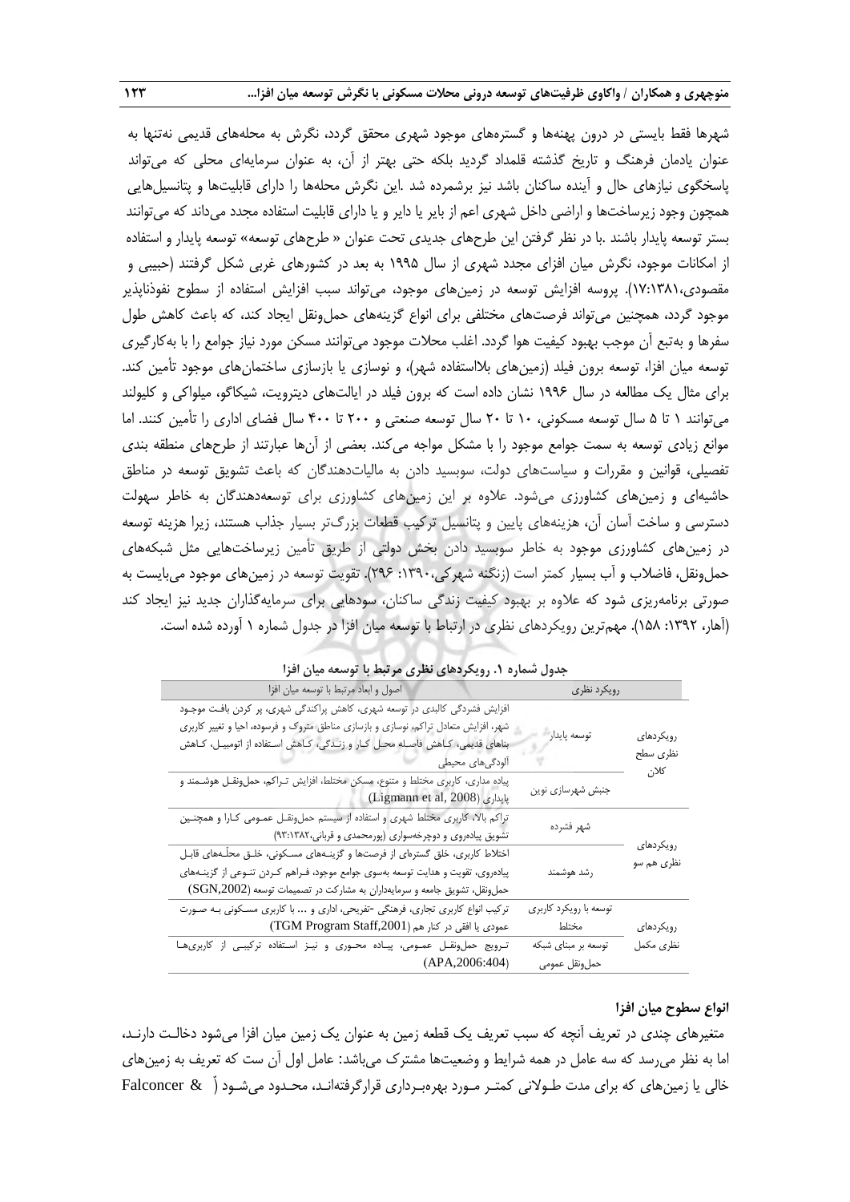شهرها فقط بایستی در درون پهنه‌ها و گستره‌های موجود شهری محقق گردد، نگرش به محله‌های قدیمی نه‌تنها به عنوان یادمان فرهنگ و تاریخ گذشته قلمداد گردید بلکه حتی بهتر از آن، به عنوان سرمایه‌ای محلی که می‌تواند پاسخگوی نیازهای حال و آینده ساکنان باشد نیز برشمرده شد .این نگرش محله‌ها را دارای قابلیت‌ها و پتانسیل‌هایی همچون وجود زیرساخت‌ها و اراضی داخل شهری اعم از بایر یا دایر و یا دارای قابلیت استفاده مجدد می‌داند که می‌توانند بستر توسعه پایدار باشند .با در نظر گرفتن این طرح‌های جدیدی تحت عنوان « طرح‌های توسعه» توسعه پایدار و استفاده از امکانات موجود، نگرش میان افزای مجدد شهری از سال ۱۹۹۵ به بعد در کشورهای غربی شکل گرفتند (حبیبی و مقصودی،۱۷:۱۳۸۱). پروسه افزایش توسعه در زمین‌های موجود، می‌تواند سبب افزایش استفاده از سطوح نفوذناپذیر موجود گردد، همچنین می‌تواند فرصت‌های مختلفی برای انواع گزینه‌های حمل‌ونقل ایجاد کند، که باعث کاهش طول سفرها و به‌تبع آن موجب بهبود کیفیت هوا گردد. اغلب محلات موجود می‌توانند مسکن مورد نیاز جوامع را با به‌کارگیری توسعه میان افزا، توسعه برون فیلد (زمین‌های بلااستفاده شهر)، و نوسازی یا بازسازی ساختمان‌های موجود تأمین کند. برای مثال یک مطالعه در سال ۱۹۹۶ نشان داده است که برون فیلد در ایالت‌های دیترویت، شیکاگو، میلواکی و کلیولند می‌توانند ۱ تا ۵ سال توسعه مسکونی، ۱۰ تا ۲۰ سال توسعه صنعتی و ۲۰۰ تا ۴۰۰ سال فضای اداری را تأمین کنند. اما موانع زیادی توسعه به سمت جوامع موجود را با مشکل مواجه می‌کند. بعضی از آن‌ها عبارتند از طرح‌های منطقه بندی تفصیلی، قوانین و مقررات و سیاست‌های دولت، سوبسید دادن به مالیات‌دهندگان که باعث تشویق توسعه در مناطق حاشیه‌ای و زمین‌های کشاورزی می‌شود. علاوه بر این زمین‌های کشاورزی برای توسعه‌دهندگان به خاطر سهولت دسترسی و ساخت آسان آن، هزینه‌های پایین و پتانسیل ترکیب قطعات بزرگ‌تر بسیار جذاب هستند، زیرا هزینه توسعه در زمین‌های کشاورزی موجود به خاطر سوبسید دادن بخش دولتی از طریق تأمین زیرساخت‌هایی مثل شبکه‌های حمل‌ونقل، فاضلاب و آب بسیار کمتر است (زنگنه شهرکی،۱۳۹۰: ۲۹۶). تقویت توسعه در زمین‌های موجود می‌بایست به صورتی برنامه‌ریزی شود که علاوه بر بهبود کیفیت زندگی ساکنان، سودهایی برای سرمایه‌گذاران جدید نیز ایجاد کند (آهار، ۱۳۹۲: ۱۵۸). مهم‌ترین رویکردهای نظری در ارتباط با توسعه میان افزا در جدول شماره ۱ آورده شده است.

**جدول شماره ۱. رویکردهای نظری مرتبط با توسعه میان افزا**

| | رویکرد نظری | اصول و ابعاد مرتبط با توسعه میان افزا |
|---|---|---|
| رویکردهای نظری سطح کلان | توسعه پایدار | افزایش فشردگی کالبدی در توسعه شهری، کاهش پراکندگی شهری، پر کردن بافت موجود شهر، افزایش متعادل تراکم، نوسازی و بازسازی مناطق متروک و فرسوده، احیا و تغییر کاربری بناهای قدیمی، کاهش فاصله محل کار و زندگی، کاهش استفاده از اتومبیل، کاهش آلودگی‌های محیطی |
| | جنبش شهرسازی نوین | پیاده مداری، کاربری مختلط و متنوع، مسکن مختلط، افزایش تراکم، حمل‌ونقل هوشمند و پایداری (Ligmann et al, 2008) |
| رویکردهای نظری هم سو | شهر فشرده | تراکم بالا، کاربری مختلط شهری و استفاده از سیستم حمل‌ونقل عمومی کارا و همچنین تشویق پیاده‌روی و دوچرخه‌سواری (پورمحمدی و قربانی،۹۳:۱۳۸۲) |
| | رشد هوشمند | اختلاط کاربری، خلق گستره‌ای از فرصت‌ها و گزینه‌های مسکونی، خلق محلّه‌های قابل پیاده‌روی، تقویت و هدایت توسعه به‌سوی جوامع موجود، فراهم کردن تنوعی از گزینه‌های حمل‌ونقل، تشویق جامعه و سرمایه‌داران به مشارکت در تصمیمات توسعه (SGN,2002) |
| رویکردهای نظری مکمل | توسعه با رویکرد کاربری مختلط | ترکیب انواع کاربری تجاری، فرهنگی -تفریحی، اداری و ... با کاربری مسکونی به صورت عمودی یا افقی در کنار هم (TGM Program Staff,2001) |
| | توسعه بر مبنای شبکه حمل‌ونقل عمومی | ترویج حمل‌ونقل عمومی، پیاده محوری و نیز استفاده ترکیبی از کاربری‌ها (APA,2006:404) |

### انواع سطوح میان افزا

متغیرهای چندی در تعریف آنچه که سبب تعریف یک قطعه زمین به عنوان یک زمین میان افزا می‌شود دخالت دارند، اما به نظر می‌رسد که سه عامل در همه شرایط و وضعیت‌ها مشترک می‌باشد: عامل اول آن ست که تعریف به زمین‌های خالی یا زمین‌های که برای مدت طولانی کمتر مورد بهره‌برداری قرارگرفته‌اند، محدود می‌شود ( Falconcer &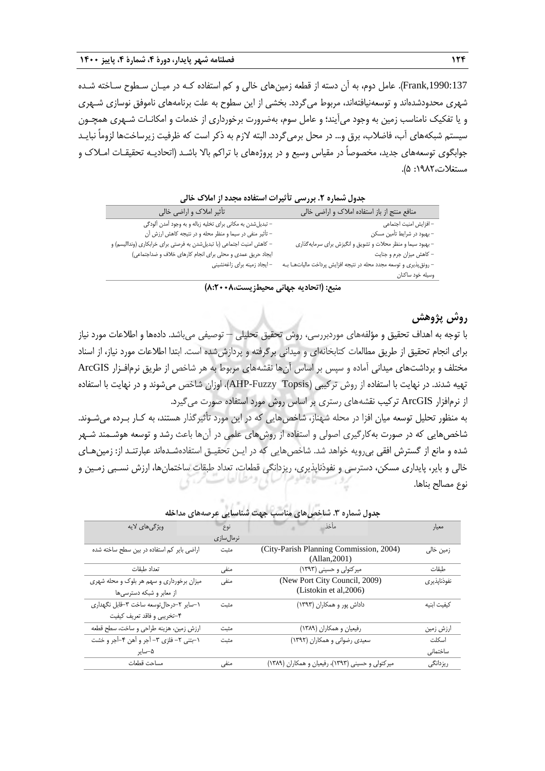Frank,1990:137). عامل دوم، به آن دسته از قطعه زمین‌های خالی و کم استفاده کـه در میـان سـطوح سـاخته شـده شهری محدودشده‌اند و توسعه‌نیافته‌اند، مربوط می‌گردد. بخشی از این سطوح به علت برنامه‌های ناموفق نوسازی شـهری و یا تفکیک نامناسب زمین به وجود می‌آیند؛ و عامل سوم، به‌ضرورت برخورداری از خدمات و امکانـات شـهری همچـون سیستم شبکه‌های آب، فاضلاب، برق و... در محل برمی‌گردد. البته لازم به ذکر است که ظرفیت زیرساخت‌ها لزوماً نبایـد جوابگوی توسعه‌های جدید، مخصوصاً در مقیاس وسیع و در پروژه‌های با تراکم بالا باشـد (اتحادیـه تحقیقـات امـلاک و مستغلات،۱۹۸۲: ۵).

**جدول شماره ۲. بررسی تأثیرات استفاده مجدد از املاک خالی**

| منافع منتج از باز استفاده املاک و اراضی خالی | تأثیر املاک و اراضی خالی |
| --- | --- |
| – افزایش امنیت اجتماعی<br>– بهبود در شرایط تأمین مسکن<br>– بهبود سیما و منظر محلات و تشویق و انگیزش برای سرمایه‌گذاری<br>– کاهش میزان جرم و جنایت<br>– رونق‌پذیری و توسعه مجدد محله در نتیجه افزایش پرداخت مالیات‌هـا بـه وسیله خود ساکنان | – تبدیل‌شدن به مکانی برای تخلیه زباله و به وجود آمدن آلودگی<br>– تأثیر منفی در سیما و منظر محله و در نتیجه کاهش ارزش آن<br>– کاهش امنیت اجتماعی (با تبدیل‌شدن به فرصتی برای خرابکاری (وندالیسم) و ایجاد حریق عمدی و محلی برای انجام کارهای خلاف و ضداجتماعی)<br>– ایجاد زمینه برای زاغه‌نشینی |

**منبع: (اتحادیه جهانی محیط‌زیست،۲۰۰۸:۸)**

## روش پژوهش

با توجه به اهداف تحقیق و مؤلفه‌های موردبررسی، روش تحقیق تحلیلی – توصیفی می‌باشد. داده‌ها و اطلاعات مورد نیاز برای انجام تحقیق از طریق مطالعات کتابخانه‌ای و میدانی برگرفته و پردازش‌شده است. ابتدا اطلاعات مورد نیاز، از اسناد مختلف و برداشت‌های میدانی آماده و سپس بر اساس آن‌ها نقشه‌های مربوط به هر شاخص از طریق نرم‌افـزار ArcGIS تهیه شدند. در نهایت با استفاده از روش ترکیبی (AHP-Fuzzy Topsis)، اوزان شاخص می‌شوند و در نهایت با استفاده از نرم‌افزار ArcGIS ترکیب نقشه‌های رستری بر اساس روش مورد استفاده صورت می‌گیرد.

به منظور تحلیل توسعه میان افزا در محله شهناز، شاخص‌هایی که در این مورد تأثیرگذار هستند، به کـار بـرده می‌شـوند. شاخص‌هایی که در صورت به‌کارگیری اصولی و استفاده از روش‌های علمی در آن‌ها باعث رشد و توسعه هوشـمند شـهر شده و مانع از گسترش افقی بی‌رویه خواهد شد. شاخص‌هایی که در ایـن تحقیـق استفاده‌شـده‌اند عبارتنـد از: زمین‌هـای خالی و بایر، پایداری مسکن، دسترسی و نفوذناپذیری، ریزدانگی قطعات، تعداد طبقات ساختمان‌ها، ارزش نسـبی زمـین و نوع مصالح بناها.

**جدول شماره ۳. شاخص‌های مناسب جهت شناسایی عرصه‌های مداخله**

| معیار | مأخذ | نوع نرمال‌سازی | ویژگی‌های لایه |
| --- | --- | --- | --- |
| زمین خالی | (City-Parish Planning Commission, 2004)<br>(Allan,2001) | مثبت | اراضی بایر کم استفاده در بین سطح ساخته شده |
| طبقات | میرکتولی و حسینی (۱۳۹۳) | منفی | تعداد طبقات |
| نفوذناپذیری | (New Port City Council, 2009)<br>(Listokin et al,2006) | منفی | میزان برخورداری و سهم هر بلوک و محله شهری از معابر و شبکه دسترسی‌ها |
| کیفیت ابنیه | داداش پور و همکاران (۱۳۹۳) | مثبت | ۱–سایر ۲–درحال‌توسعه ساخت ۳–قابل نگهداری ۴–تخریبی و فاقد تعریف کیفیت |
| ارزش زمین | رفیعیان و همکاران (۱۳۸۹) | مثبت | ارزش زمین، هزینه طراحی و ساخت، سطح قطعه |
| اسکلت ساختمانی | سعیدی رضوانی و همکاران (۱۳۹۲) | مثبت | ۱–بتنی ۲– فلزی ۳– آجر و آهن ۴–آجر و خشت ۵–سایر |
| ریزدانگی | میرکتولی و حسینی (۱۳۹۳)، رفیعیان و همکاران (۱۳۸۹) | منفی | مساحت قطعات |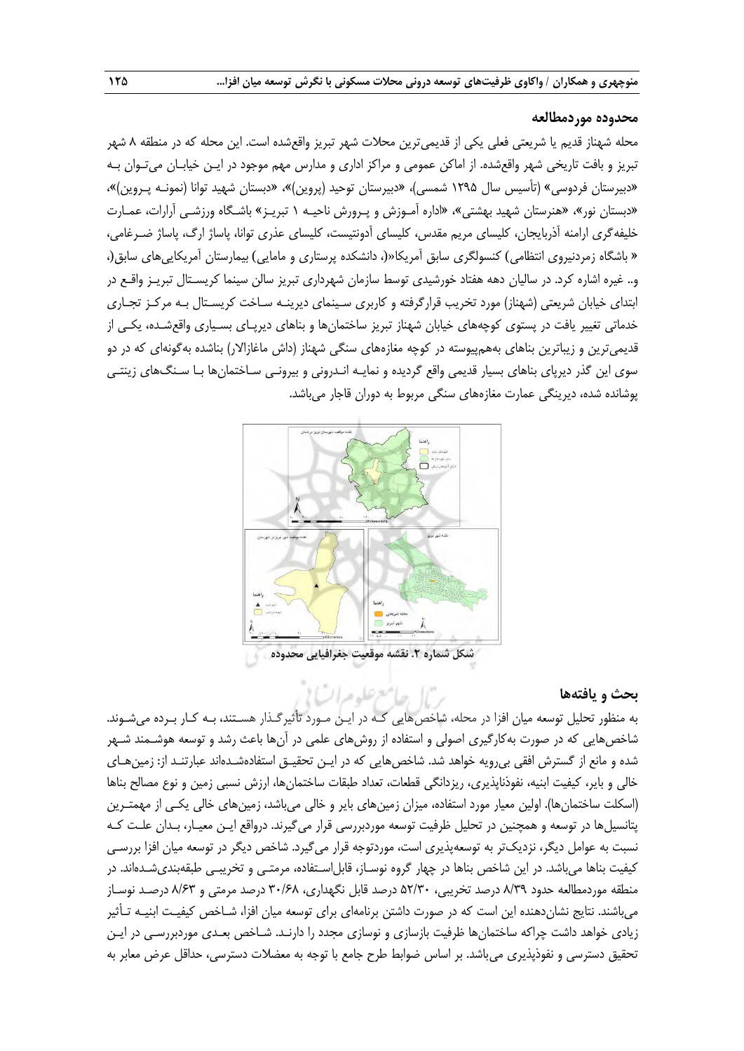## محدوده موردمطالعه

محله شهناز قدیم یا شریعتی فعلی یکی از قدیمی‌ترین محلات شهر تبریز واقع‌شده است. این محله که در منطقه ۸ شهر تبریز و بافت تاریخی شهر واقع‌شده. از اماکن عمومی و مراکز اداری و مدارس مهم موجود در این خیابان می‌توان به «دبیرستان فردوسی» (تأسیس سال ۱۲۹۵ شمسی)، «دبیرستان توحید (پروین)»، «دبستان شهید توانا (نمونه پروین)»، «دبستان نور»، «هنرستان شهید بهشتی»، «اداره آموزش و پرورش ناحیه ۱ تبریز» باشگاه ورزشی آرارات، عمارت خلیفه‌گری ارامنه آذربایجان، کلیسای مریم مقدس، کلیسای آدونتیست، کلیسای عذری توانا، پاساژ ارگ، پاساژ ضرغامی، « باشگاه زمردنیروی انتظامی) کنسولگری سابق آمریکا«(، دانشکده پرستاری و مامایی) بیمارستان آمریکایی‌های سابق(، و.. غیره اشاره کرد. در سالیان دهه هفتاد خورشیدی توسط سازمان شهرداری تبریز سالن سینما کریستال تبریز واقع در ابتدای خیابان شریعتی (شهناز) مورد تخریب قرارگرفته و کاربری سینمای دیرینه ساخت کریستال به مرکز تجاری خدماتی تغییر یافت در پستوی کوچه‌های خیابان شهناز تبریز ساختمان‌ها و بناهای دیرپای بسیاری واقع‌شده، یکی از قدیمی‌ترین و زیباترین بناهای به‌هم‌پیوسته در کوچه مغازه‌های سنگی شهناز (داش ماغازالار) بناشده به‌گونه‌ای که در دو سوی این گذر دیرپای بناهای بسیار قدیمی واقع گردیده و نمایه اندرونی و بیرونی ساختمان‌ها با سنگ‌های زینتی پوشانده شده، دیرینگی عمارت مغازه‌های سنگی مربوط به دوران قاجار می‌باشد.

شکل شماره ۲. نقشه موقعیت جغرافیایی محدوده

## بحث و یافته‌ها

به منظور تحلیل توسعه میان افزا در محله، شاخص‌هایی که در این مورد تأثیرگذار هستند، به کار برده می‌شوند. شاخص‌هایی که در صورت به‌کارگیری اصولی و استفاده از روش‌های علمی در آن‌ها باعث رشد و توسعه هوشمند شهر شده و مانع از گسترش افقی بی‌رویه خواهد شد. شاخص‌هایی که در این تحقیق استفاده‌شده‌اند عبارتند از: زمین‌های خالی و بایر، کیفیت ابنیه، نفوذناپذیری، ریزدانگی قطعات، تعداد طبقات ساختمان‌ها، ارزش نسبی زمین و نوع مصالح بناها (اسکلت ساختمان‌ها). اولین معیار مورد استفاده، میزان زمین‌های بایر و خالی می‌باشد، زمین‌های خالی یکی از مهمترین پتانسیل‌ها در توسعه و همچنین در تحلیل ظرفیت توسعه موردبررسی قرار می‌گیرند. درواقع این معیار، بدان علت که نسبت به عوامل دیگر، نزدیک‌تر به توسعه‌پذیری است، موردتوجه قرار می‌گیرد. شاخص دیگر در توسعه میان افزا بررسی کیفیت بناها می‌باشد. در این شاخص بناها در چهار گروه نوساز، قابل‌استفاده، مرمتی و تخریبی طبقه‌بندی‌شده‌اند. در منطقه موردمطالعه حدود ۸/۳۹ درصد تخریبی، ۵۲/۳۰ درصد قابل نگهداری، ۳۰/۶۸ درصد مرمتی و ۸/۶۳ درصد نوساز می‌باشند. نتایج نشان‌دهنده این است که در صورت داشتن برنامه‌ای برای توسعه میان افزا، شاخص کیفیت ابنیه تأثیر زیادی خواهد داشت چراکه ساختمان‌ها ظرفیت بازسازی و نوسازی مجدد را دارند. شاخص بعدی موردبررسی در این تحقیق دسترسی و نفوذپذیری می‌باشد. بر اساس ضوابط طرح جامع با توجه به معضلات دسترسی، حداقل عرض معابر به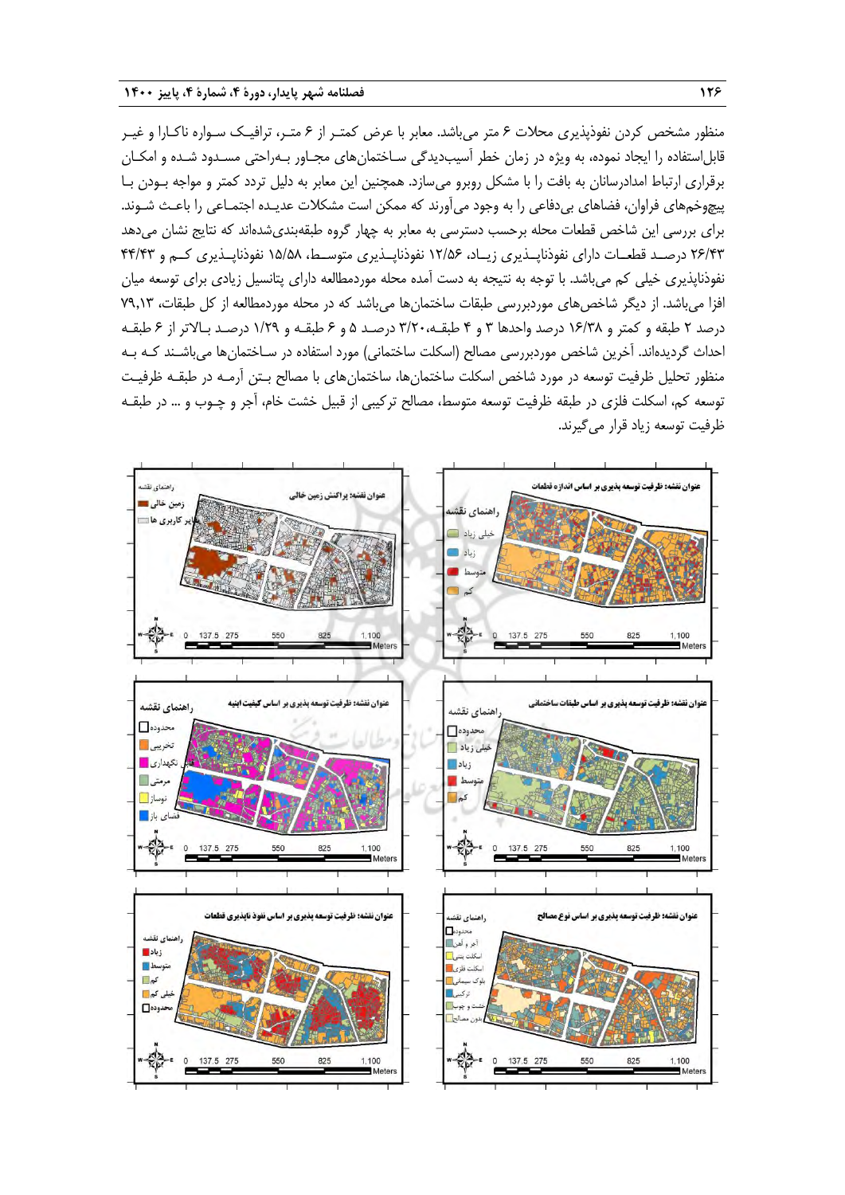منظور مشخص کردن نفوذپذیری محلات ۶ متر می‌باشد. معابر با عرض کمتر از ۶ متر، ترافیک سواره ناکارا و غیر قابل‌استفاده را ایجاد نموده، به ویژه در زمان خطر آسیب‌دیدگی ساختمان‌های مجاور به‌راحتی مسدود شده و امکان برقراری ارتباط امدادرسانان به بافت را با مشکل روبرو می‌سازد. همچنین این معابر به دلیل تردد کمتر و مواجه بودن با پیچ‌وخم‌های فراوان، فضاهای بی‌دفاعی را به وجود می‌آورند که ممکن است مشکلات عدیده اجتماعی را باعث شوند. برای بررسی این شاخص قطعات محله برحسب دسترسی به معابر به چهار گروه طبقه‌بندی‌شده‌اند که نتایج نشان می‌دهد ۲۶/۴۳ درصد قطعات دارای نفوذناپذیری زیاد، ۱۲/۵۶ نفوذناپذیری متوسط، ۱۵/۵۸ نفوذناپذیری کم و ۴۴/۴۳ نفوذناپذیری خیلی کم می‌باشد. با توجه به نتیجه به دست آمده محله موردمطالعه دارای پتانسیل زیادی برای توسعه میان افزا می‌باشد. از دیگر شاخص‌های موردبررسی طبقات ساختمان‌ها می‌باشد که در محله موردمطالعه از کل طبقات، ۷۹,۱۳ درصد ۲ طبقه و کمتر و ۱۶/۳۸ درصد واحدها ۳ و ۴ طبقه، ۳/۲۰ درصد ۵ و ۶ طبقه و ۱/۲۹ درصد بالاتر از ۶ طبقه احداث گردیده‌اند. آخرین شاخص موردبررسی مصالح (اسکلت ساختمانی) مورد استفاده در ساختمان‌ها می‌باشند که به منظور تحلیل ظرفیت توسعه در مورد شاخص اسکلت ساختمان‌ها، ساختمان‌های با مصالح بتن آرمه در طبقه ظرفیت توسعه کم، اسکلت فلزی در طبقه ظرفیت توسعه متوسط، مصالح ترکیبی از قبیل خشت خام، آجر و چوب و ... در طبقه ظرفیت توسعه زیاد قرار می‌گیرند.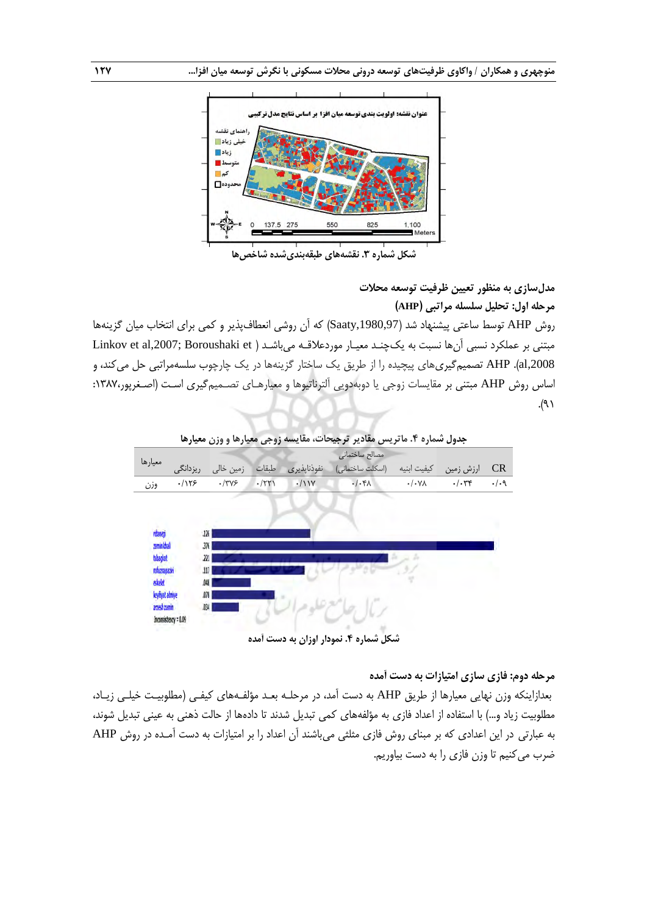شکل شماره ۳. نقشه‌های طبقه‌بندی‌شده شاخص‌ها

## مدل‌سازی به منظور تعیین ظرفیت توسعه محلات

### مرحله اول: تحلیل سلسله مراتبی (AHP)

روش AHP توسط ساعتی پیشنهاد شد (Saaty,1980,97) که آن روشی انعطاف‌پذیر و کمی برای انتخاب میان گزینه‌ها مبتنی بر عملکرد نسبی آن‌ها نسبت به یک‌چند معیار موردعلاقه می‌باشد (Linkov et al,2007; Boroushaki et al,2008). AHP تصمیم‌گیری‌های پیچیده را از طریق یک ساختار گزینه‌ها در یک چارچوب سلسله‌مراتبی حل می‌کند، و اساس روش AHP مبتنی بر مقایسات زوجی یا دوبه‌دویی آلترناتیوها و معیارهای تصمیم‌گیری است (اصغرپور،۱۳۸۷: ۹۱).

جدول شماره ۴. ماتریس مقادیر ترجیحات، مقایسه زوجی معیارها و وزن معیارها

| معیارها | ریزدانگی | زمین خالی | طبقات | نفوذناپذیری | مصالح ساختمانی (اسکلت ساختمانی) | کیفیت ابنیه | ارزش زمین | CR |
|---|---|---|---|---|---|---|---|---|
| وزن | ۰/۱۲۶ | ۰/۳۷۶ | ۰/۲۲۱ | ۰/۱۱۷ | ۰/۰۴۸ | ۰/۰۷۸ | ۰/۰۳۴ | ۰/۰۹ |

شکل شماره ۴. نمودار اوزان به دست آمده

### مرحله دوم: فازی سازی امتیازات به دست آمده

بعدازاینکه وزن نهایی معیارها از طریق AHP به دست آمد، در مرحله بعد مؤلفه‌های کیفی (مطلوبیت خیلی زیاد، مطلوبیت زیاد و...) با استفاده از اعداد فازی به مؤلفه‌های کمی تبدیل شدند تا داده‌ها از حالت ذهنی به عینی تبدیل شوند، به عبارتی در این اعدادی که بر مبنای روش فازی مثلثی می‌باشند آن اعداد را بر امتیازات به دست آمده در روش AHP ضرب می‌کنیم تا وزن فازی را به دست بیاوریم.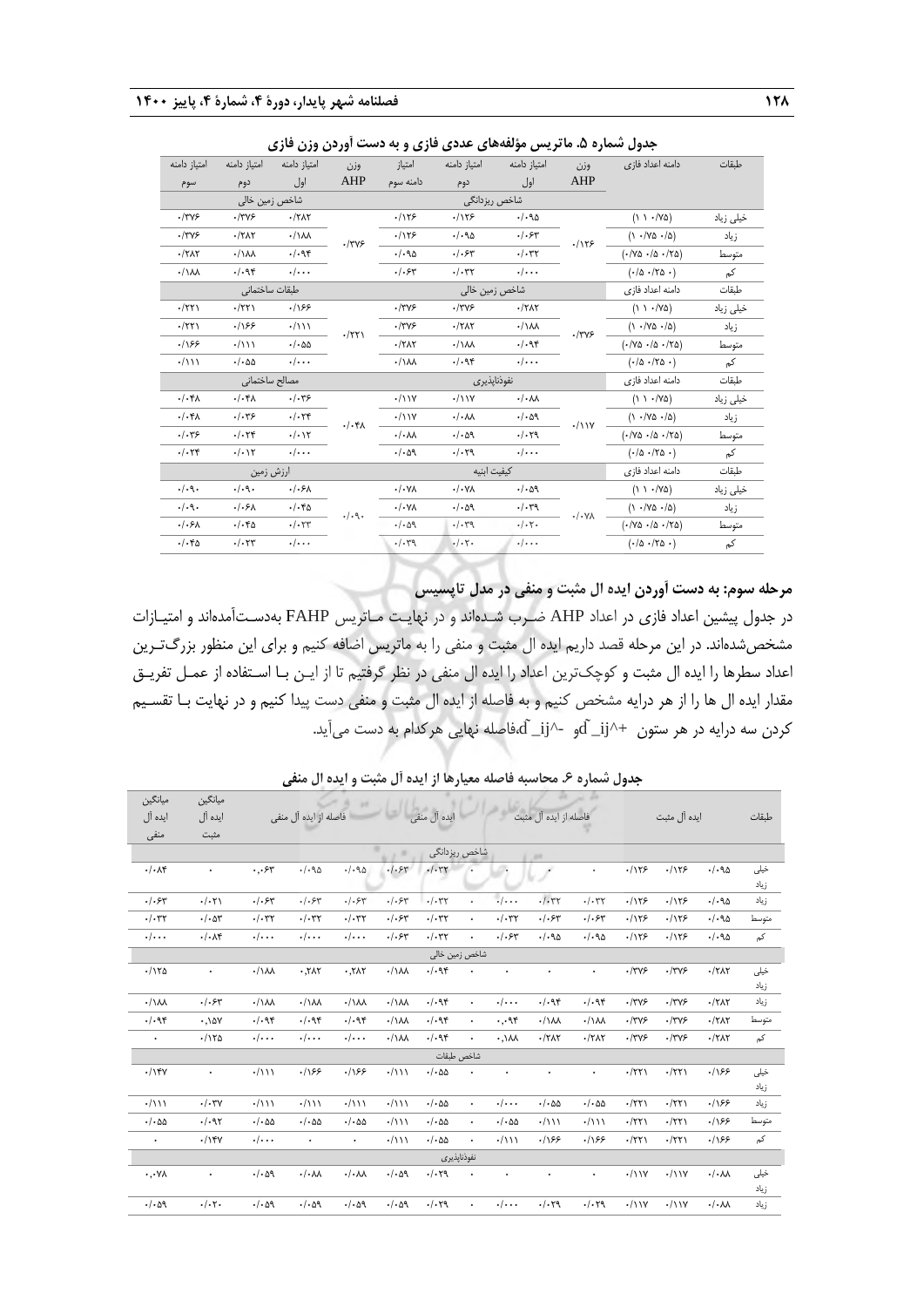**جدول شماره ۵. ماتریس مؤلفه‌های عددی فازی و به دست آوردن وزن فازی**

| طبقات | دامنه اعداد فازی | وزن AHP | امتیاز دامنه اول | امتیاز دامنه دوم | امتیاز دامنه سوم | وزن AHP | امتیاز دامنه اول | امتیاز دامنه دوم | امتیاز دامنه سوم |
|---|---|---|---|---|---|---|---|---|---|
| | | شاخص ریزدانگی | | | | شاخص زمین خالی | | | |
| خیلی زیاد | (۱ ۱ ۰/۷۵) | ۰/۱۲۶ | ۰/۰۹۵ | ۰/۱۲۶ | ۰/۱۲۶ | ۰/۳۷۶ | ۰/۲۸۲ | ۰/۳۷۶ | ۰/۳۷۶ |
| زیاد | (۱ ۰/۷۵ ۰/۵) | | ۰/۰۶۳ | ۰/۰۹۵ | ۰/۱۲۶ | | ۰/۱۸۸ | ۰/۲۸۲ | ۰/۳۷۶ |
| متوسط | (۰/۷۵ ۰/۵ ۰/۲۵) | | ۰/۰۳۲ | ۰/۰۶۳ | ۰/۰۹۵ | | ۰/۰۹۴ | ۰/۱۸۸ | ۰/۲۸۲ |
| کم | (۰/۵ ۰/۲۵ ۰) | | ۰/۰۰۰ | ۰/۰۳۲ | ۰/۰۶۳ | | ۰/۰۰۰ | ۰/۰۹۴ | ۰/۱۸۸ |
| طبقات | دامنه اعداد فازی | شاخص زمین خالی | | | | طبقات ساختمانی | | | |
| خیلی زیاد | (۱ ۱ ۰/۷۵) | ۰/۳۷۶ | ۰/۲۸۲ | ۰/۳۷۶ | ۰/۳۷۶ | ۰/۲۲۱ | ۰/۱۶۶ | ۰/۲۲۱ | ۰/۲۲۱ |
| زیاد | (۱ ۰/۷۵ ۰/۵) | | ۰/۱۸۸ | ۰/۲۸۲ | ۰/۳۷۶ | | ۰/۱۱۱ | ۰/۱۶۶ | ۰/۲۲۱ |
| متوسط | (۰/۷۵ ۰/۵ ۰/۲۵) | | ۰/۰۹۴ | ۰/۱۸۸ | ۰/۲۸۲ | | ۰/۰۵۵ | ۰/۱۱۱ | ۰/۱۶۶ |
| کم | (۰/۵ ۰/۲۵ ۰) | | ۰/۰۰۰ | ۰/۰۹۴ | ۰/۱۸۸ | | ۰/۰۰۰ | ۰/۰۵۵ | ۰/۱۱۱ |
| طبقات | دامنه اعداد فازی | نفوذناپذیری | | | | مصالح ساختمانی | | | |
| خیلی زیاد | (۱ ۱ ۰/۷۵) | ۰/۱۱۷ | ۰/۰۸۸ | ۰/۱۱۷ | ۰/۱۱۷ | ۰/۰۴۸ | ۰/۰۳۶ | ۰/۰۴۸ | ۰/۰۴۸ |
| زیاد | (۱ ۰/۷۵ ۰/۵) | | ۰/۰۵۹ | ۰/۰۸۸ | ۰/۱۱۷ | | ۰/۰۲۴ | ۰/۰۳۶ | ۰/۰۴۸ |
| متوسط | (۰/۷۵ ۰/۵ ۰/۲۵) | | ۰/۰۲۹ | ۰/۰۵۹ | ۰/۰۸۸ | | ۰/۰۱۲ | ۰/۰۲۴ | ۰/۰۳۶ |
| کم | (۰/۵ ۰/۲۵ ۰) | | ۰/۰۰۰ | ۰/۰۲۹ | ۰/۰۵۹ | | ۰/۰۰۰ | ۰/۰۱۲ | ۰/۰۲۴ |
| طبقات | دامنه اعداد فازی | کیفیت ابنیه | | | | ارزش زمین | | | |
| خیلی زیاد | (۱ ۱ ۰/۷۵) | ۰/۰۷۸ | ۰/۰۵۹ | ۰/۰۷۸ | ۰/۰۷۸ | ۰/۰۹۰ | ۰/۰۶۸ | ۰/۰۹۰ | ۰/۰۹۰ |
| زیاد | (۱ ۰/۷۵ ۰/۵) | | ۰/۰۳۹ | ۰/۰۵۹ | ۰/۰۷۸ | | ۰/۰۴۵ | ۰/۰۶۸ | ۰/۰۹۰ |
| متوسط | (۰/۷۵ ۰/۵ ۰/۲۵) | | ۰/۰۲۰ | ۰/۰۳۹ | ۰/۰۵۹ | | ۰/۰۲۳ | ۰/۰۴۵ | ۰/۰۶۸ |
| کم | (۰/۵ ۰/۲۵ ۰) | | ۰/۰۰۰ | ۰/۰۲۰ | ۰/۰۳۹ | | ۰/۰۰۰ | ۰/۰۲۳ | ۰/۰۴۵ |

### مرحله سوم: به دست آوردن ایده ال مثبت و منفی در مدل تاپسیس

در جدول پیشین اعداد فازی در اعداد AHP ضـرب شـده‌اند و در نهایـت مـاتریس FAHP به‌دسـت‌آمده‌اند و امتیـازات مشخص‌شده‌اند. در این مرحله قصد داریم ایده ال مثبت و منفی را به ماتریس اضافه کنیم و برای این منظور بزرگ‌تـرین اعداد سطرها را ایده ال مثبت و کوچک‌ترین اعداد را ایده ال منفی در نظر گرفتیم تا از ایـن بـا اسـتفاده از عمـل تفریـق مقدار ایده ال ها را از هر درایه مشخص کنیم و به فاصله از ایده ال مثبت و منفی دست پیدا کنیم و در نهایت بـا تقسـیم کردن سه درایه در هر ستون $\tilde{d}_{ij}^{+}$ و $\tilde{d}_{ij}^{-}$ فاصله نهایی هرکدام به دست می‌آید.

**جدول شماره ۶. محاسبه فاصله معیارها از ایده آل مثبت و ایده آل منفی**

| طبقات | ایده آل مثبت | | | فاصله از ایده آل مثبت | | | ایده آل منفی | | | فاصله از ایده آل منفی | | | میانگین ایده آل مثبت | میانگین ایده آل منفی |
|---|---|---|---|---|---|---|---|---|---|---|---|---|---|---|
| | | | | | | | شاخص ریزدانگی | | | | | | | |
| خیلی زیاد | ۰/۰۹۵ | ۰/۱۲۶ | ۰/۱۲۶ | ۰ | ۰ | ۰ | ۰ | ۰/۰۳۲ | ۰/۰۶۳ | ۰/۰۹۵ | ۰/۰۹۵ | ۰،۰۶۳ | ۰ | ۰/۰۸۴ |
| زیاد | ۰/۰۹۵ | ۰/۱۲۶ | ۰/۱۲۶ | ۰/۰۳۲ | ۰/۰۳۲ | ۰/۰۰۰ | ۰ | ۰/۰۳۲ | ۰/۰۶۳ | ۰/۰۶۳ | ۰/۰۶۳ | ۰/۰۶۳ | ۰/۰۲۱ | ۰/۰۶۳ |
| متوسط | ۰/۰۹۵ | ۰/۱۲۶ | ۰/۱۲۶ | ۰/۰۶۳ | ۰/۰۶۳ | ۰/۰۳۲ | ۰ | ۰/۰۳۲ | ۰/۰۶۳ | ۰/۰۳۲ | ۰/۰۳۲ | ۰/۰۳۲ | ۰/۰۵۳ | ۰/۰۳۲ |
| کم | ۰/۰۹۵ | ۰/۱۲۶ | ۰/۱۲۶ | ۰/۰۹۵ | ۰/۰۹۵ | ۰/۰۶۳ | ۰ | ۰/۰۳۲ | ۰/۰۶۳ | ۰/۰۰۰ | ۰/۰۰۰ | ۰/۰۰۰ | ۰/۰۸۴ | ۰/۰۰۰ |
| | | | | | | | شاخص زمین خالی | | | | | | | |
| خیلی زیاد | ۰/۲۸۲ | ۰/۳۷۶ | ۰/۳۷۶ | ۰ | ۰ | ۰ | ۰ | ۰/۰۹۴ | ۰/۱۸۸ | ۰،۲۸۲ | ۰،۲۸۲ | ۰/۱۸۸ | ۰ | ۰/۱۲۵ |
| زیاد | ۰/۲۸۲ | ۰/۳۷۶ | ۰/۳۷۶ | ۰/۰۹۴ | ۰/۰۹۴ | ۰/۰۰۰ | ۰ | ۰/۰۹۴ | ۰/۱۸۸ | ۰/۱۸۸ | ۰/۱۸۸ | ۰/۱۸۸ | ۰/۰۶۳ | ۰/۱۸۸ |
| متوسط | ۰/۲۸۲ | ۰/۳۷۶ | ۰/۳۷۶ | ۰/۱۸۸ | ۰/۱۸۸ | ۰،۰۹۴ | ۰ | ۰/۰۹۴ | ۰/۱۸۸ | ۰/۰۹۴ | ۰/۰۹۴ | ۰/۰۹۴ | ۰،۱۵۷ | ۰/۰۹۴ |
| کم | ۰/۲۸۲ | ۰/۳۷۶ | ۰/۳۷۶ | ۰/۲۸۲ | ۰/۲۸۲ | ۰،۱۸۸ | ۰ | ۰/۰۹۴ | ۰/۱۸۸ | ۰/۰۰۰ | ۰/۰۰۰ | ۰/۰۰۰ | ۰/۱۲۵ | ۰ |
| | | | | | | | شاخص طبقات | | | | | | | |
| خیلی زیاد | ۰/۱۶۶ | ۰/۲۲۱ | ۰/۲۲۱ | ۰ | ۰ | ۰ | ۰ | ۰/۰۵۵ | ۰/۱۱۱ | ۰/۱۶۶ | ۰/۱۶۶ | ۰/۱۱۱ | ۰ | ۰/۱۴۷ |
| زیاد | ۰/۱۶۶ | ۰/۲۲۱ | ۰/۲۲۱ | ۰/۰۵۵ | ۰/۰۵۵ | ۰/۰۰۰ | ۰ | ۰/۰۵۵ | ۰/۱۱۱ | ۰/۱۱۱ | ۰/۱۱۱ | ۰/۱۱۱ | ۰/۰۳۷ | ۰/۱۱۱ |
| متوسط | ۰/۱۶۶ | ۰/۲۲۱ | ۰/۲۲۱ | ۰/۱۱۱ | ۰/۱۱۱ | ۰/۰۵۵ | ۰ | ۰/۰۵۵ | ۰/۱۱۱ | ۰/۰۵۵ | ۰/۰۵۵ | ۰/۰۵۵ | ۰/۰۹۲ | ۰/۰۵۵ |
| کم | ۰/۱۶۶ | ۰/۲۲۱ | ۰/۲۲۱ | ۰/۱۶۶ | ۰/۱۶۶ | ۰/۱۱۱ | ۰ | ۰/۰۵۵ | ۰/۱۱۱ | ۰ | ۰ | ۰/۰۰۰ | ۰/۱۴۷ | ۰ |
| | | | | | | | نفوذناپذیری | | | | | | | |
| خیلی زیاد | ۰/۰۸۸ | ۰/۱۱۷ | ۰/۱۱۷ | ۰ | ۰ | ۰ | ۰ | ۰/۰۲۹ | ۰/۰۵۹ | ۰/۰۸۸ | ۰/۰۸۸ | ۰/۰۵۹ | ۰ | ۰،۰۷۸ |
| زیاد | ۰/۰۸۸ | ۰/۱۱۷ | ۰/۱۱۷ | ۰/۰۲۹ | ۰/۰۲۹ | ۰/۰۰۰ | ۰ | ۰/۰۲۹ | ۰/۰۵۹ | ۰/۰۵۹ | ۰/۰۵۹ | ۰/۰۵۹ | ۰/۰۲۰ | ۰/۰۵۹ |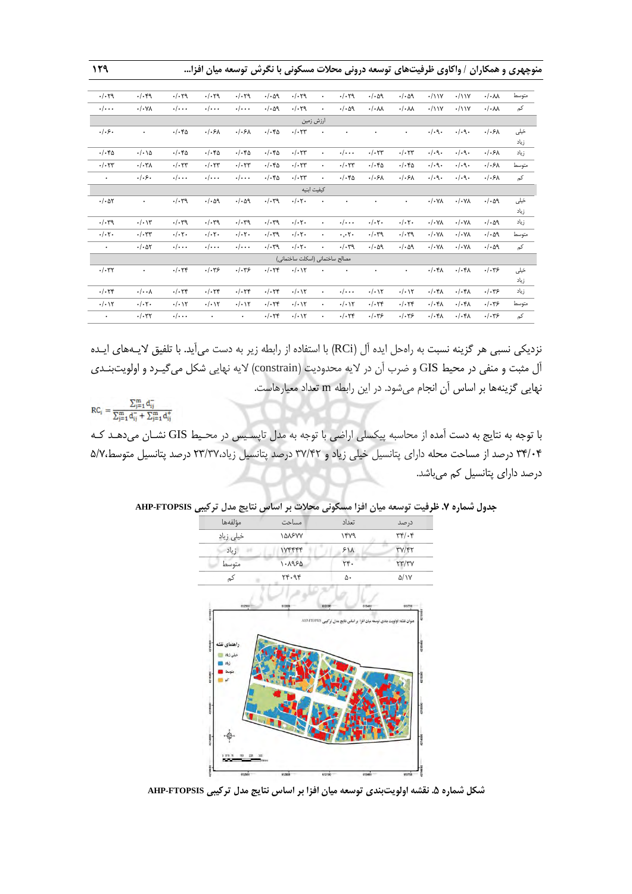| | | | | | | | | | | | | | | |
|---|---|---|---|---|---|---|---|---|---|---|---|---|---|---|
| متوسط | ۰/۰۸۸ | ۰/۱۱۷ | ۰/۱۱۷ | ۰/۰۵۹ | ۰/۰۵۹ | ۰/۰۲۹ | ۰ | ۰/۰۲۹ | ۰/۰۵۹ | ۰/۰۲۹ | ۰/۰۲۹ | ۰/۰۲۹ | ۰/۰۴۹ | ۰/۰۲۹ |
| کم | ۰/۰۸۸ | ۰/۱۱۷ | ۰/۱۱۷ | ۰/۰۸۸ | ۰/۰۸۸ | ۰/۰۵۹ | ۰ | ۰/۰۲۹ | ۰/۰۵۹ | ۰/۰۰۰ | ۰/۰۰۰ | ۰/۰۰۰ | ۰/۰۷۸ | ۰/۰۰۰ |
| ارزش زمین | | | | | | | | | | | | | | |
| خیلی زیاد | ۰/۰۶۸ | ۰/۰۹۰ | ۰/۰۹۰ | ۰ | ۰ | ۰ | ۰ | ۰/۰۲۳ | ۰/۰۴۵ | ۰/۰۶۸ | ۰/۰۶۸ | ۰/۰۴۵ | ۰ | ۰/۰۶۰ |
| زیاد | ۰/۰۶۸ | ۰/۰۹۰ | ۰/۰۹۰ | ۰/۰۲۳ | ۰/۰۲۳ | ۰/۰۰۰ | ۰ | ۰/۰۲۳ | ۰/۰۴۵ | ۰/۰۴۵ | ۰/۰۴۵ | ۰/۰۴۵ | ۰/۰۱۵ | ۰/۰۴۵ |
| متوسط | ۰/۰۶۸ | ۰/۰۹۰ | ۰/۰۹۰ | ۰/۰۴۵ | ۰/۰۴۵ | ۰/۰۲۳ | ۰ | ۰/۰۲۳ | ۰/۰۴۵ | ۰/۰۲۳ | ۰/۰۲۳ | ۰/۰۲۳ | ۰/۰۳۸ | ۰/۰۲۳ |
| کم | ۰/۰۶۸ | ۰/۰۹۰ | ۰/۰۹۰ | ۰/۰۶۸ | ۰/۰۶۸ | ۰/۰۴۵ | ۰ | ۰/۰۲۳ | ۰/۰۴۵ | ۰/۰۰۰ | ۰/۰۰۰ | ۰/۰۰۰ | ۰/۰۶۰ | ۰ |
| کیفیت ابنیه | | | | | | | | | | | | | | |
| خیلی زیاد | ۰/۰۵۹ | ۰/۰۷۸ | ۰/۰۷۸ | ۰ | ۰ | ۰ | ۰ | ۰/۰۲۰ | ۰/۰۳۹ | ۰/۰۵۹ | ۰/۰۵۹ | ۰/۰۳۹ | ۰ | ۰/۰۵۲ |
| زیاد | ۰/۰۵۹ | ۰/۰۷۸ | ۰/۰۷۸ | ۰/۰۲۰ | ۰/۰۲۰ | ۰/۰۰۰ | ۰ | ۰/۰۲۰ | ۰/۰۳۹ | ۰/۰۳۹ | ۰/۰۳۹ | ۰/۰۳۹ | ۰/۰۱۳ | ۰/۰۳۹ |
| متوسط | ۰/۰۵۹ | ۰/۰۷۸ | ۰/۰۷۸ | ۰/۰۳۹ | ۰/۰۳۹ | ۰.۰۲۰ | ۰ | ۰/۰۲۰ | ۰/۰۳۹ | ۰/۰۲۰ | ۰/۰۲۰ | ۰/۰۲۰ | ۰/۰۳۳ | ۰/۰۲۰ |
| کم | ۰/۰۵۹ | ۰/۰۷۸ | ۰/۰۷۸ | ۰/۰۵۹ | ۰/۰۵۹ | ۰/۰۳۹ | ۰ | ۰/۰۲۰ | ۰/۰۳۹ | ۰/۰۰۰ | ۰/۰۰۰ | ۰/۰۰۰ | ۰/۰۵۲ | ۰ |
| مصالح ساختمانی (اسکلت ساختمانی) | | | | | | | | | | | | | | |
| خیلی زیاد | ۰/۰۳۶ | ۰/۰۴۸ | ۰/۰۴۸ | ۰ | ۰ | ۰ | ۰ | ۰/۰۱۲ | ۰/۰۲۴ | ۰/۰۳۶ | ۰/۰۳۶ | ۰/۰۲۴ | ۰ | ۰/۰۳۲ |
| زیاد | ۰/۰۳۶ | ۰/۰۴۸ | ۰/۰۴۸ | ۰/۰۱۲ | ۰/۰۱۲ | ۰/۰۰۰ | ۰ | ۰/۰۱۲ | ۰/۰۲۴ | ۰/۰۲۴ | ۰/۰۲۴ | ۰/۰۲۴ | ۰/۰۰۸ | ۰/۰۲۴ |
| متوسط | ۰/۰۳۶ | ۰/۰۴۸ | ۰/۰۴۸ | ۰/۰۲۴ | ۰/۰۲۴ | ۰/۰۱۲ | ۰ | ۰/۰۱۲ | ۰/۰۲۴ | ۰/۰۱۲ | ۰/۰۱۲ | ۰/۰۱۲ | ۰/۰۲۰ | ۰/۰۱۲ |
| کم | ۰/۰۳۶ | ۰/۰۴۸ | ۰/۰۴۸ | ۰/۰۳۶ | ۰/۰۳۶ | ۰/۰۲۴ | ۰ | ۰/۰۱۲ | ۰/۰۲۴ | ۰ | ۰ | ۰/۰۰۰ | ۰/۰۳۲ | ۰ |

نزدیکی نسبی هر گزینه نسبت به راه‌حل ایده آل (RCi) با استفاده از رابطه زیر به دست می‌آید. با تلفیق لایه‌های ایده آل مثبت و منفی در محیط GIS و ضرب آن در لایه محدودیت (constrain) لایه نهایی شکل می‌گیرد و اولویت‌بندی نهایی گزینه‌ها بر اساس آن انجام می‌شود. در این رابطه m تعداد معیارهاست.

$$RC_i = \frac{\sum_{j=1}^{m} d_{ij}^{-}}{\sum_{j=1}^{m} d_{ij}^{-} + \sum_{j=1}^{m} d_{ij}^{+}}$$

با توجه به نتایج به دست آمده از محاسبه پیکسلی اراضی با توجه به مدل تاپسیس در محیط GIS نشان می‌دهد که ۳۴/۰۴ درصد از مساحت محله دارای پتانسیل خیلی زیاد و ۳۷/۴۲ درصد پتانسیل زیاد،۲۳/۳۷ درصد پتانسیل متوسط،۵/۷ درصد دارای پتانسیل کم می‌باشد.

**جدول شماره ۷. ظرفیت توسعه میان افزا مسکونی محلات بر اساس نتایج مدل ترکیبی AHP-FTOPSIS**

| مؤلفه‌ها | مساحت | تعداد | درصد |
|---|---|---|---|
| خیلی زیاد | ۱۵۸۶۷۷ | ۱۴۷۹ | ۳۴/۰۴ |
| زیاد | ۱۷۴۴۴۴ | ۶۱۸ | ۳۷/۴۲ |
| متوسط | ۱۰۸۹۶۵ | ۲۴۰ | ۲۳/۳۷ |
| کم | ۲۴۰۹۴ | ۵۰ | ۵/۱۷ |

**شکل شماره ۵. نقشه اولویت‌بندی توسعه میان افزا بر اساس نتایج مدل ترکیبی AHP-FTOPSIS**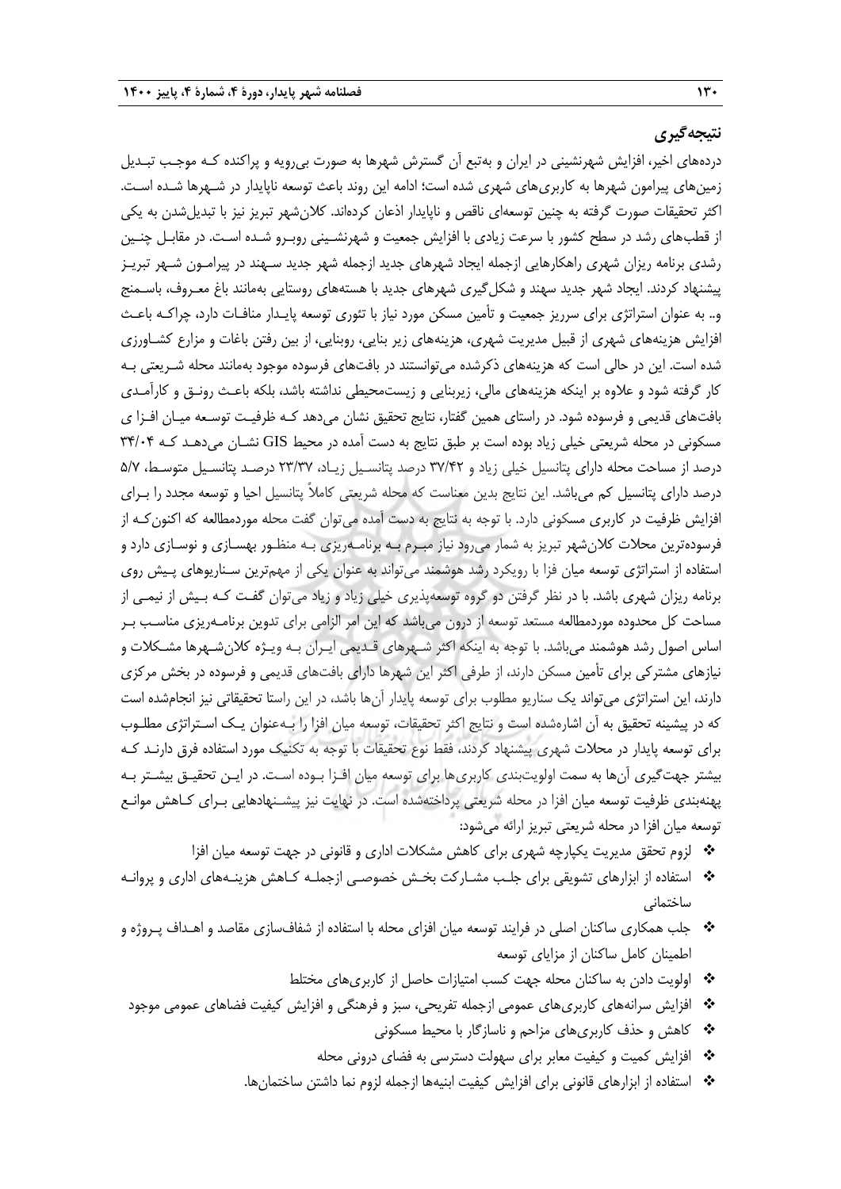## نتیجه‌گیری

دردهای اخیر، افزایش شهرنشینی در ایران و به‌تبع آن گسترش شهرها به صورت بی‌رویه و پراکنده کـه موجـب تبـدیل زمین‌های پیرامون شهرها به کاربری‌های شهری شده است؛ ادامه این روند باعث توسعه ناپایدار در شـهرها شـده اسـت. اکثر تحقیقات صورت گرفته به چنین توسعه‌ای ناقص و ناپایدار اذعان کرده‌اند. کلان‌شهر تبریز نیز با تبدیل‌شدن به یکی از قطب‌های رشد در سطح کشور با سرعت زیادی با افزایش جمعیت و شهرنشـینی روبـرو شـده اسـت. در مقابـل چنـین رشدی برنامه ریزان شهری راهکارهایی ازجمله ایجاد شهرهای جدید ازجمله شهر جدید سـهند در پیرامـون شـهر تبریـز پیشنهاد کردند. ایجاد شهر جدید سهند و شکل‌گیری شهرهای جدید با هسته‌های روستایی به‌مانند باغ معـروف، باسـمنج و.. به عنوان استراتژی برای سرریز جمعیت و تأمین مسکن مورد نیاز با تئوری توسعه پایـدار منافـات دارد، چراکـه باعـث افزایش هزینه‌های شهری از قبیل مدیریت شهری، هزینه‌های زیر بنایی، روبنایی، از بین رفتن باغات و مزارع کشـاورزی شده است. این در حالی است که هزینه‌های ذکرشده می‌توانستند در بافت‌های فرسوده موجود به‌مانند محله شـریعتی بـه کار گرفته شود و علاوه بر اینکه هزینه‌های مالی، زیربنایی و زیست‌محیطی نداشته باشد، بلکه باعـث رونـق و کارآمـدی بافت‌های قدیمی و فرسوده شود. در راستای همین گفتار، نتایج تحقیق نشان می‌دهد کـه ظرفیـت توسـعه میـان افـزا ی مسکونی در محله شریعتی خیلی زیاد بوده است بر طبق نتایج به دست آمده در محیط GIS نشـان می‌دهـد کـه ۳۴/۰۴ درصد از مساحت محله دارای پتانسیل خیلی زیاد و ۳۷/۴۲ درصد پتانسـیل زیـاد، ۲۳/۳۷ درصـد پتانسـیل متوسـط، ۵/۷ درصد دارای پتانسیل کم می‌باشد. این نتایج بدین معناست که محله شریعتی کاملاً پتانسیل احیا و توسعه مجدد را بـرای افزایش ظرفیت در کاربری مسکونی دارد. با توجه به نتایج به دست آمده می‌توان گفت محله موردمطالعه که اکنون‌کـه از فرسوده‌ترین محلات کلان‌شهر تبریز به شمار می‌رود نیاز مبـرم بـه برنامـه‌ریزی بـه منظـور بهسـازی و نوسـازی دارد و استفاده از استراتژی توسعه میان فزا با رویکرد رشد هوشمند می‌تواند به عنوان یکی از مهم‌ترین سـناریوهای پـیش روی برنامه ریزان شهری باشد. با در نظر گرفتن دو گروه توسعه‌پذیری خیلی زیاد و زیاد می‌توان گفت کـه بـیش از نیمـی از مساحت کل محدوده موردمطالعه مستعد توسعه از درون می‌باشد که این امر الزامی برای تدوین برنامـه‌ریزی مناسـب بـر اساس اصول رشد هوشمند می‌باشد. با توجه به اینکه اکثر شـهرهای قـدیمی ایـران بـه ویـژه کلان‌شـهرها مشـکلات و نیازهای مشترکی برای تأمین مسکن دارند، از طرفی اکثر این شهرها دارای بافت‌های قدیمی و فرسوده در بخش مرکزی دارند، این استراتژی می‌تواند یک سناریو مطلوب برای توسعه پایدار آن‌ها باشد، در این راستا تحقیقاتی نیز انجام‌شده است که در پیشینه تحقیق به آن اشاره‌شده است و نتایج اکثر تحقیقات، توسعه میان افزا را بـه‌عنوان یـک اسـتراتژی مطلـوب برای توسعه پایدار در محلات شهری پیشنهاد کردند، فقط نوع تحقیقات با توجه به تکنیک مورد استفاده فرق دارنـد کـه بیشتر جهت‌گیری آن‌ها به سمت اولویت‌بندی کاربری‌ها برای توسعه میان افـزا بـوده اسـت. در ایـن تحقیـق بیشـتر بـه پهنه‌بندی ظرفیت توسعه میان افزا در محله شریعتی پرداخته‌شده است. در نهایت نیز پیشـنهادهایی بـرای کـاهش موانـع توسعه میان افزا در محله شریعتی تبریز ارائه می‌شود:

- لزوم تحقق مدیریت یکپارچه شهری برای کاهش مشکلات اداری و قانونی در جهت توسعه میان افزا
- استفاده از ابزارهای تشویقی برای جلـب مشـارکت بخـش خصوصـی ازجملـه کـاهش هزینـه‌های اداری و پروانـه ساختمانی
- جلب همکاری ساکنان اصلی در فرایند توسعه میان افزای محله با استفاده از شفاف‌سازی مقاصد و اهـداف پـروژه و اطمینان کامل ساکنان از مزایای توسعه
- اولویت دادن به ساکنان محله جهت کسب امتیازات حاصل از کاربری‌های مختلط
- افزایش سرانه‌های کاربری‌های عمومی ازجمله تفریحی، سبز و فرهنگی و افزایش کیفیت فضاهای عمومی موجود
- کاهش و حذف کاربری‌های مزاحم و ناسازگار با محیط مسکونی
- افزایش کمیت و کیفیت معابر برای سهولت دسترسی به فضای درونی محله
- استفاده از ابزارهای قانونی برای افزایش کیفیت ابنیه‌ها ازجمله لزوم نما داشتن ساختمان‌ها.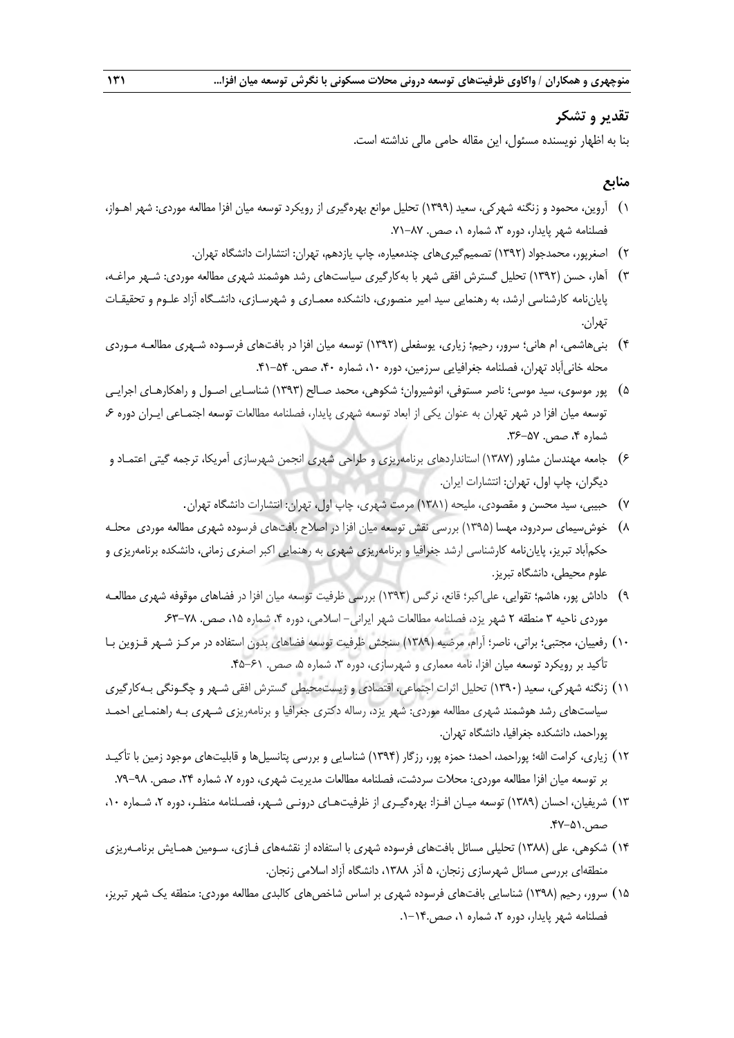## تقدیر و تشکر

بنا به اظهار نویسنده مسئول، این مقاله حامی مالی نداشته است.

## منابع

۱) آروین، محمود و زنگنه شهرکی، سعید (۱۳۹۹) تحلیل موانع بهره‌گیری از رویکرد توسعه میان افزا مطالعه موردی: شهر اهـواز، فصلنامه شهر پایدار، دوره ۳، شماره ۱، صص. ۸۷-۷۱.

۲) اصغرپور، محمدجواد (۱۳۹۲) تصمیم‌گیری‌های چندمعیاره، چاپ یازدهم، تهران: انتشارات دانشگاه تهران.

۳) آهار، حسن (۱۳۹۲) تحلیل گسترش افقی شهر با به‌کارگیری سیاست‌های رشد هوشمند شهری مطالعه موردی: شـهر مراغـه، پایان‌نامه کارشناسی ارشد، به رهنمایی سید امیر منصوری، دانشکده معمـاری و شهرسـازی، دانشـگاه آزاد علـوم و تحقیقـات تهران.

۴) بنی‌هاشمی، ام هانی؛ سرور، رحیم؛ زیاری، یوسفعلی (۱۳۹۲) توسعه میان افزا در بافت‌های فرسـوده شـهری مطالعـه مـوردی محله خانی‌آباد تهران، فصلنامه جغرافیایی سرزمین، دوره ۱۰، شماره ۴۰، صص. ۵۴-۴۱.

۵) پور موسوی، سید موسی؛ ناصر مستوفی، انوشیروان؛ شکوهی، محمد صـالح (۱۳۹۳) شناسـایی اصـول و راهکارهـای اجرایـی توسعه میان افزا در شهر تهران به عنوان یکی از ابعاد توسعه شهری پایدار، فصلنامه مطالعات توسعه اجتمـاعی ایـران دوره ۶، شماره ۴، صص. ۵۷-۳۶.

۶) جامعه مهندسان مشاور (۱۳۸۷) استانداردهای برنامه‌ریزی و طراحی شهری انجمن شهرسازی آمریکا، ترجمه گیتی اعتمـاد و دیگران، چاپ اول، تهران: انتشارات ایران.

۷) حبیبی، سید محسن و مقصودی، ملیحه (۱۳۸۱) مرمت شهری، چاپ اول، تهران: انتشارات دانشگاه تهران.

۸) خوش‌سیمای سردرود، مهسا (۱۳۹۵) بررسی نقش توسعه میان افزا در اصلاح بافت‌های فرسوده شهری مطالعه موردی محلـه حکم‌آباد تبریز، پایان‌نامه کارشناسی ارشد جغرافیا و برنامه‌ریزی شهری به رهنمایی اکبر اصغری زمانی، دانشکده برنامه‌ریزی و علوم محیطی، دانشگاه تبریز.

۹) داداش پور، هاشم؛ تقوایی، علی‌اکبر؛ قانع، نرگس (۱۳۹۳) بررسی ظرفیت توسعه میان افزا در فضاهای موقوفه شهری مطالعـه موردی ناحیه ۳ منطقه ۲ شهر یزد، فصلنامه مطالعات شهر ایرانی- اسلامی، دوره ۴، شماره ۱۵، صص. ۷۸-۶۳.

۱۰) رفیعیان، مجتبی؛ براتی، ناصر؛ آرام، مرضیه (۱۳۸۹) سنجش ظرفیت توسعه فضاهای بدون استفاده در مرکـز شـهر قـزوین بـا تأکید بر رویکرد توسعه میان افزا، نامه معماری و شهرسازی، دوره ۳، شماره ۵، صص. ۶۱-۴۵.

۱۱) زنگنه شهرکی، سعید (۱۳۹۰) تحلیل اثرات اجتماعی، اقتصادی و زیست‌محیطی گسترش افقی شـهر و چگـونگی بـه‌کارگیری سیاست‌های رشد هوشمند شهری مطالعه موردی: شهر یزد، رساله دکتری جغرافیا و برنامه‌ریزی شـهری بـه راهنمـایی احمـد پوراحمد، دانشکده جغرافیا، دانشگاه تهران.

۱۲) زیاری، کرامت الله؛ پوراحمد، احمد؛ حمزه پور، رزگار (۱۳۹۴) شناسایی و بررسی پتانسیل‌ها و قابلیت‌های موجود زمین با تأکیـد بر توسعه میان افزا مطالعه موردی: محلات سردشت، فصلنامه مطالعات مدیریت شهری، دوره ۷، شماره ۲۴، صص. ۹۸-۷۹.

۱۳) شریفیان، احسان (۱۳۸۹) توسعه میـان افـزا: بهره‌گیـری از ظرفیت‌هـای درونـی شـهر، فصـلنامه منظـر، دوره ۲، شـماره ۱۰، صص.۵۱-۴۷.

۱۴) شکوهی، علی (۱۳۸۸) تحلیلی مسائل بافت‌های فرسوده شهری با استفاده از نقشه‌های فـازی، سـومین همـایش برنامـه‌ریزی منطقه‌ای بررسی مسائل شهرسازی زنجان، ۵ آذر ۱۳۸۸، دانشگاه آزاد اسلامی زنجان.

۱۵) سرور، رحیم (۱۳۹۸) شناسایی بافت‌های فرسوده شهری بر اساس شاخص‌های کالبدی مطالعه موردی: منطقه یک شهر تبریز، فصلنامه شهر پایدار، دوره ۲، شماره ۱، صص.۱۴-۱.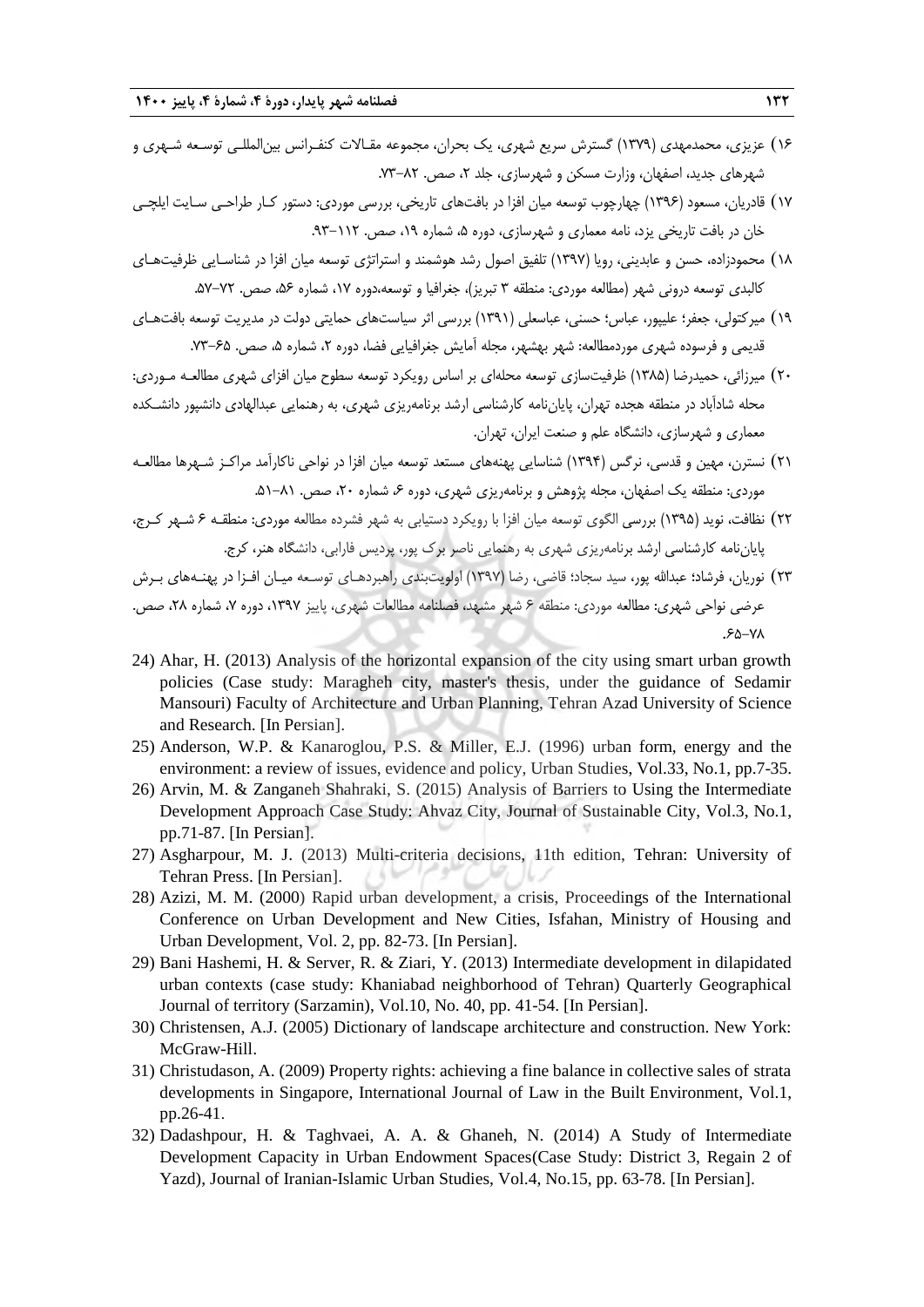۱۶) عزیزی، محمدمهدی (۱۳۷۹) گسترش سریع شهری، یک بحران، مجموعه مقـالات کنفـرانس بین‌المللـی توسـعه شـهری و شهرهای جدید، اصفهان، وزارت مسکن و شهرسازی، جلد ۲، صص. ۸۲-۷۳.

۱۷) قادریان، مسعود (۱۳۹۶) چهارچوب توسعه میان افزا در بافت‌های تاریخی، بررسی موردی: دستور کـار طراحـی سـایت ایلچـی خان در بافت تاریخی یزد، نامه معماری و شهرسازی، دوره ۱۹، شماره ۵، صص. ۱۱۲-۹۳.

۱۸) محمودزاده، حسن و عابدینی، رویا (۱۳۹۷) تلفیق اصول رشد هوشمند و استراتژی توسعه میان افزا در شناسـایی ظرفیت‌هـای کالبدی توسعه درونی شهر (مطالعه موردی: منطقه ۳ تبریز)، جغرافیا و توسعه،دوره ۱۷، شماره ۵۶، صص. ۷۲-۵۷.

۱۹) میرکتولی، جعفر؛ علیپور، عباس؛ حسنی، عباسعلی (۱۳۹۱) بررسی اثر سیاست‌های حمایتی دولت در مدیریت توسعه بافت‌هـای قدیمی و فرسوده شهری موردمطالعه: شهر بهشهر، مجله آمایش جغرافیایی فضا، دوره ۲، شماره ۵، صص. ۶۵-۷۳.

۲۰) میرزائی، حمیدرضا (۱۳۸۵) ظرفیت‌سازی توسعه محله‌ای بر اساس رویکرد توسعه سطوح میان افزای شهری مطالعـه مـوردی: محله شادآباد در منطقه هجده تهران، پایان‌نامه کارشناسی ارشد برنامه‌ریزی شهری، به رهنمایی عبدالهادی دانشپور دانشـکده معماری و شهرسازی، دانشگاه علم و صنعت ایران، تهران.

۲۱) نسترن، مهین و قدسی، نرگس (۱۳۹۴) شناسایی پهنه‌های مستعد توسعه میان افزا در نواحی ناکارآمد مراکـز شـهرها مطالعـه موردی: منطقه یک اصفهان، مجله پژوهش و برنامه‌ریزی شهری، دوره ۶، شماره ۲۰، صص. ۸۱-۵۱.

۲۲) نظافت، نوید (۱۳۹۵) بررسی الگوی توسعه میان افزا با رویکرد دستیابی به شهر فشرده مطالعه موردی: منطقـه ۶ شـهر کـرج، پایان‌نامه کارشناسی ارشد برنامه‌ریزی شهری به رهنمایی ناصر برک پور، پردیس فارابی، دانشگاه هنر، کرج.

۲۳) نوریان، فرشاد؛ عبدالله پور، سید سجاد؛ قاضی، رضا (۱۳۹۷) اولویت‌بندی راهبردهـای توسـعه میـان افـزا در پهنـه‌های بـرش عرضی نواحی شهری: مطالعه موردی: منطقه ۶ شهر مشهد، فصلنامه مطالعات شهری، پاییز ۱۳۹۷، دوره ۷، شماره ۲۸، صص. ۶۵-۷۸.

24) Ahar, H. (2013) Analysis of the horizontal expansion of the city using smart urban growth policies (Case study: Maragheh city, master's thesis, under the guidance of Sedamir Mansouri) Faculty of Architecture and Urban Planning, Tehran Azad University of Science and Research. [In Persian].

25) Anderson, W.P. & Kanaroglou, P.S. & Miller, E.J. (1996) urban form, energy and the environment: a review of issues, evidence and policy, Urban Studies, Vol.33, No.1, pp.7-35.

26) Arvin, M. & Zanganeh Shahraki, S. (2015) Analysis of Barriers to Using the Intermediate Development Approach Case Study: Ahvaz City, Journal of Sustainable City, Vol.3, No.1, pp.71-87. [In Persian].

27) Asgharpour, M. J. (2013) Multi-criteria decisions, 11th edition, Tehran: University of Tehran Press. [In Persian].

28) Azizi, M. M. (2000) Rapid urban development, a crisis, Proceedings of the International Conference on Urban Development and New Cities, Isfahan, Ministry of Housing and Urban Development, Vol. 2, pp. 82-73. [In Persian].

29) Bani Hashemi, H. & Server, R. & Ziari, Y. (2013) Intermediate development in dilapidated urban contexts (case study: Khaniabad neighborhood of Tehran) Quarterly Geographical Journal of territory (Sarzamin), Vol.10, No. 40, pp. 41-54. [In Persian].

30) Christensen, A.J. (2005) Dictionary of landscape architecture and construction. New York: McGraw-Hill.

31) Christudason, A. (2009) Property rights: achieving a fine balance in collective sales of strata developments in Singapore, International Journal of Law in the Built Environment, Vol.1, pp.26-41.

32) Dadashpour, H. & Taghvaei, A. A. & Ghaneh, N. (2014) A Study of Intermediate Development Capacity in Urban Endowment Spaces(Case Study: District 3, Regain 2 of Yazd), Journal of Iranian-Islamic Urban Studies, Vol.4, No.15, pp. 63-78. [In Persian].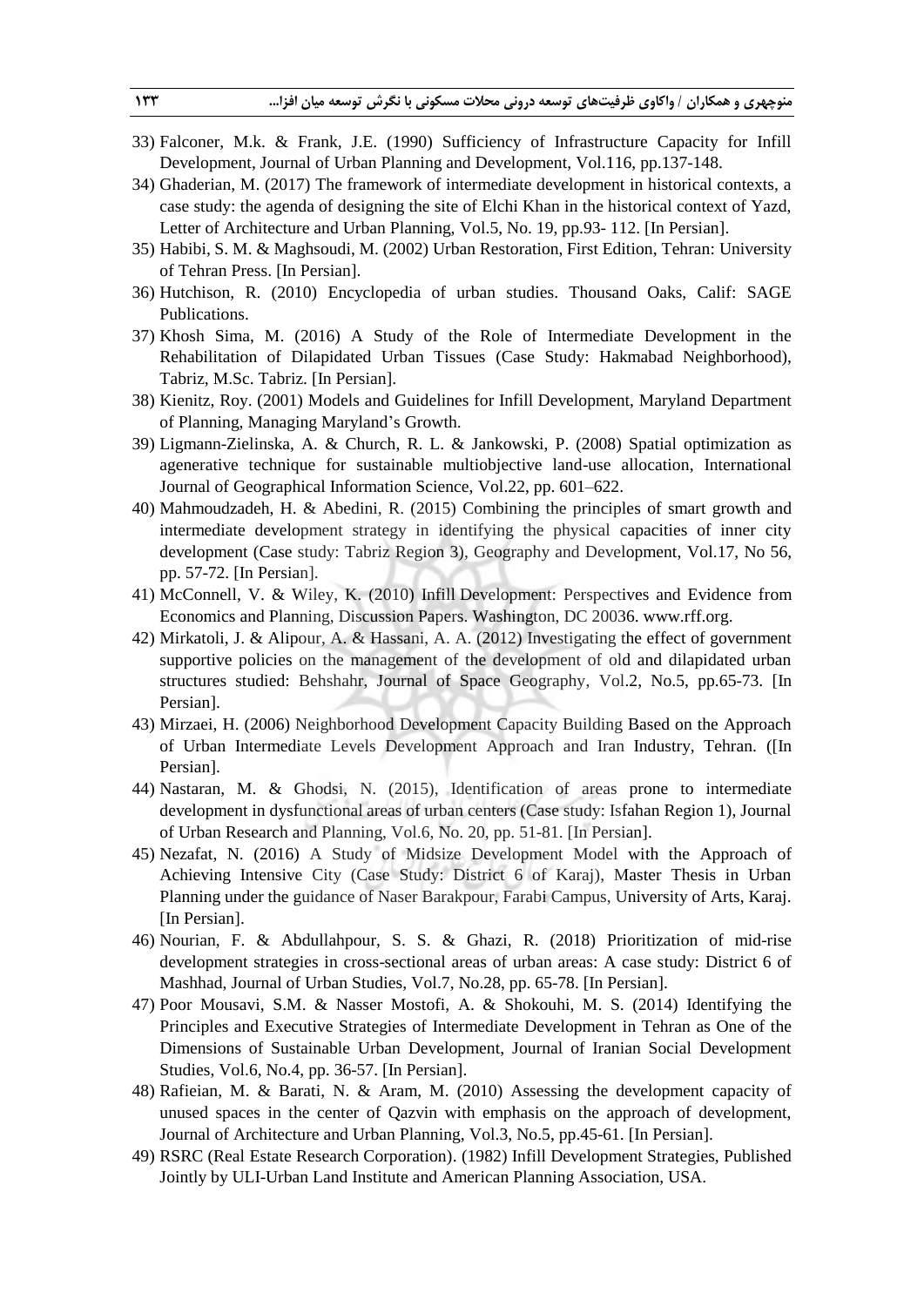33) Falconer, M.k. & Frank, J.E. (1990) Sufficiency of Infrastructure Capacity for Infill Development, Journal of Urban Planning and Development, Vol.116, pp.137-148.
34) Ghaderian, M. (2017) The framework of intermediate development in historical contexts, a case study: the agenda of designing the site of Elchi Khan in the historical context of Yazd, Letter of Architecture and Urban Planning, Vol.5, No. 19, pp.93- 112. [In Persian].
35) Habibi, S. M. & Maghsoudi, M. (2002) Urban Restoration, First Edition, Tehran: University of Tehran Press. [In Persian].
36) Hutchison, R. (2010) Encyclopedia of urban studies. Thousand Oaks, Calif: SAGE Publications.
37) Khosh Sima, M. (2016) A Study of the Role of Intermediate Development in the Rehabilitation of Dilapidated Urban Tissues (Case Study: Hakmabad Neighborhood), Tabriz, M.Sc. Tabriz. [In Persian].
38) Kienitz, Roy. (2001) Models and Guidelines for Infill Development, Maryland Department of Planning, Managing Maryland's Growth.
39) Ligmann-Zielinska, A. & Church, R. L. & Jankowski, P. (2008) Spatial optimization as agenerative technique for sustainable multiobjective land-use allocation, International Journal of Geographical Information Science, Vol.22, pp. 601–622.
40) Mahmoudzadeh, H. & Abedini, R. (2015) Combining the principles of smart growth and intermediate development strategy in identifying the physical capacities of inner city development (Case study: Tabriz Region 3), Geography and Development, Vol.17, No 56, pp. 57-72. [In Persian].
41) McConnell, V. & Wiley, K. (2010) Infill Development: Perspectives and Evidence from Economics and Planning, Discussion Papers. Washington, DC 20036. www.rff.org.
42) Mirkatoli, J. & Alipour, A. & Hassani, A. A. (2012) Investigating the effect of government supportive policies on the management of the development of old and dilapidated urban structures studied: Behshahr, Journal of Space Geography, Vol.2, No.5, pp.65-73. [In Persian].
43) Mirzaei, H. (2006) Neighborhood Development Capacity Building Based on the Approach of Urban Intermediate Levels Development Approach and Iran Industry, Tehran. ([In Persian].
44) Nastaran, M. & Ghodsi, N. (2015), Identification of areas prone to intermediate development in dysfunctional areas of urban centers (Case study: Isfahan Region 1), Journal of Urban Research and Planning, Vol.6, No. 20, pp. 51-81. [In Persian].
45) Nezafat, N. (2016) A Study of Midsize Development Model with the Approach of Achieving Intensive City (Case Study: District 6 of Karaj), Master Thesis in Urban Planning under the guidance of Naser Barakpour, Farabi Campus, University of Arts, Karaj. [In Persian].
46) Nourian, F. & Abdullahpour, S. S. & Ghazi, R. (2018) Prioritization of mid-rise development strategies in cross-sectional areas of urban areas: A case study: District 6 of Mashhad, Journal of Urban Studies, Vol.7, No.28, pp. 65-78. [In Persian].
47) Poor Mousavi, S.M. & Nasser Mostofi, A. & Shokouhi, M. S. (2014) Identifying the Principles and Executive Strategies of Intermediate Development in Tehran as One of the Dimensions of Sustainable Urban Development, Journal of Iranian Social Development Studies, Vol.6, No.4, pp. 36-57. [In Persian].
48) Rafieian, M. & Barati, N. & Aram, M. (2010) Assessing the development capacity of unused spaces in the center of Qazvin with emphasis on the approach of development, Journal of Architecture and Urban Planning, Vol.3, No.5, pp.45-61. [In Persian].
49) RSRC (Real Estate Research Corporation). (1982) Infill Development Strategies, Published Jointly by ULI-Urban Land Institute and American Planning Association, USA.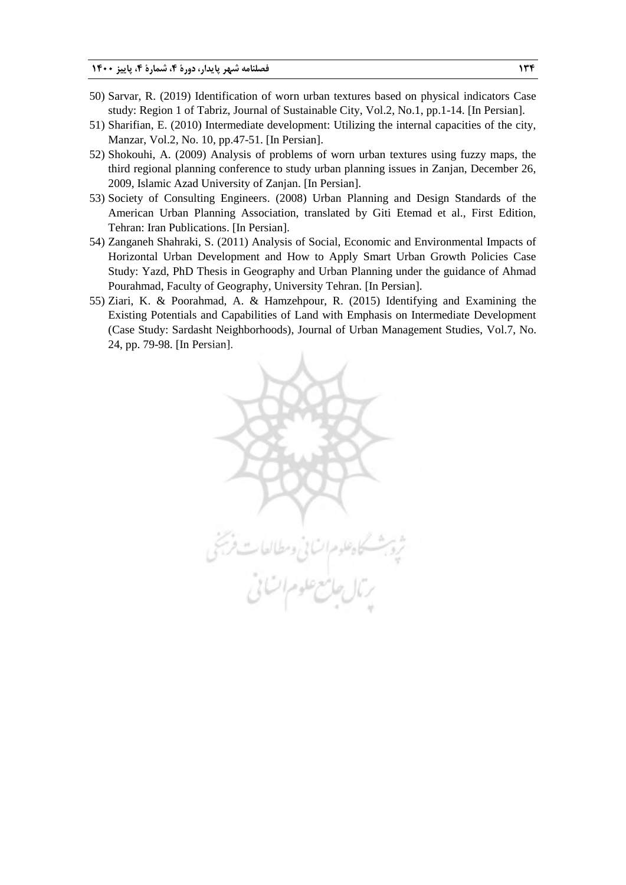50) Sarvar, R. (2019) Identification of worn urban textures based on physical indicators Case study: Region 1 of Tabriz, Journal of Sustainable City, Vol.2, No.1, pp.1-14. [In Persian].
51) Sharifian, E. (2010) Intermediate development: Utilizing the internal capacities of the city, Manzar, Vol.2, No. 10, pp.47-51. [In Persian].
52) Shokouhi, A. (2009) Analysis of problems of worn urban textures using fuzzy maps, the third regional planning conference to study urban planning issues in Zanjan, December 26, 2009, Islamic Azad University of Zanjan. [In Persian].
53) Society of Consulting Engineers. (2008) Urban Planning and Design Standards of the American Urban Planning Association, translated by Giti Etemad et al., First Edition, Tehran: Iran Publications. [In Persian].
54) Zanganeh Shahraki, S. (2011) Analysis of Social, Economic and Environmental Impacts of Horizontal Urban Development and How to Apply Smart Urban Growth Policies Case Study: Yazd, PhD Thesis in Geography and Urban Planning under the guidance of Ahmad Pourahmad, Faculty of Geography, University Tehran. [In Persian].
55) Ziari, K. & Poorahmad, A. & Hamzehpour, R. (2015) Identifying and Examining the Existing Potentials and Capabilities of Land with Emphasis on Intermediate Development (Case Study: Sardasht Neighborhoods), Journal of Urban Management Studies, Vol.7, No. 24, pp. 79-98. [In Persian].